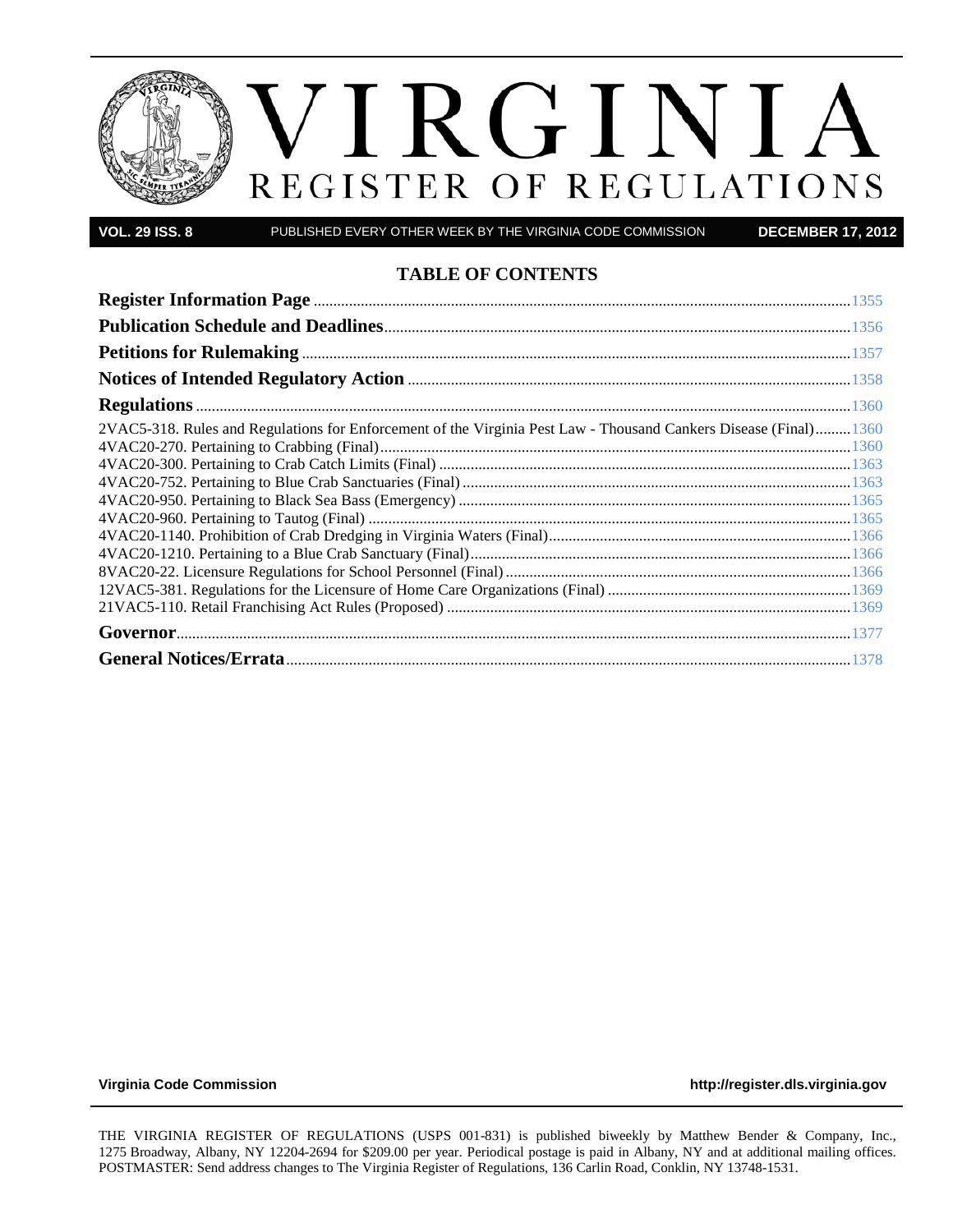# VIRGINIA REGISTER OF REGULATIONS

**VOL. 29 ISS. 8** PUBLISHED EVERY OTHER WEEK BY THE VIRGINIA CODE COMMISSION **DECEMBER 17, 2012**

## TABLE OF CONTENTS

**Register Information Page** .......... 1355

**Publication Schedule and Deadlines** .......... 1356

**Petitions for Rulemaking** .......... 1357

**Notices of Intended Regulatory Action** .......... 1358

**Regulations** .......... 1360

2VAC5-318. Rules and Regulations for Enforcement of the Virginia Pest Law - Thousand Cankers Disease (Final) .......... 1360
4VAC20-270. Pertaining to Crabbing (Final) .......... 1360
4VAC20-300. Pertaining to Crab Catch Limits (Final) .......... 1363
4VAC20-752. Pertaining to Blue Crab Sanctuaries (Final) .......... 1363
4VAC20-950. Pertaining to Black Sea Bass (Emergency) .......... 1365
4VAC20-960. Pertaining to Tautog (Final) .......... 1365
4VAC20-1140. Prohibition of Crab Dredging in Virginia Waters (Final) .......... 1366
4VAC20-1210. Pertaining to a Blue Crab Sanctuary (Final) .......... 1366
8VAC20-22. Licensure Regulations for School Personnel (Final) .......... 1366
12VAC5-381. Regulations for the Licensure of Home Care Organizations (Final) .......... 1369
21VAC5-110. Retail Franchising Act Rules (Proposed) .......... 1369

**Governor** .......... 1377

**General Notices/Errata** .......... 1378

**Virginia Code Commission** **http://register.dls.virginia.gov**

THE VIRGINIA REGISTER OF REGULATIONS (USPS 001-831) is published biweekly by Matthew Bender & Company, Inc., 1275 Broadway, Albany, NY 12204-2694 for $209.00 per year. Periodical postage is paid in Albany, NY and at additional mailing offices. POSTMASTER: Send address changes to The Virginia Register of Regulations, 136 Carlin Road, Conklin, NY 13748-1531.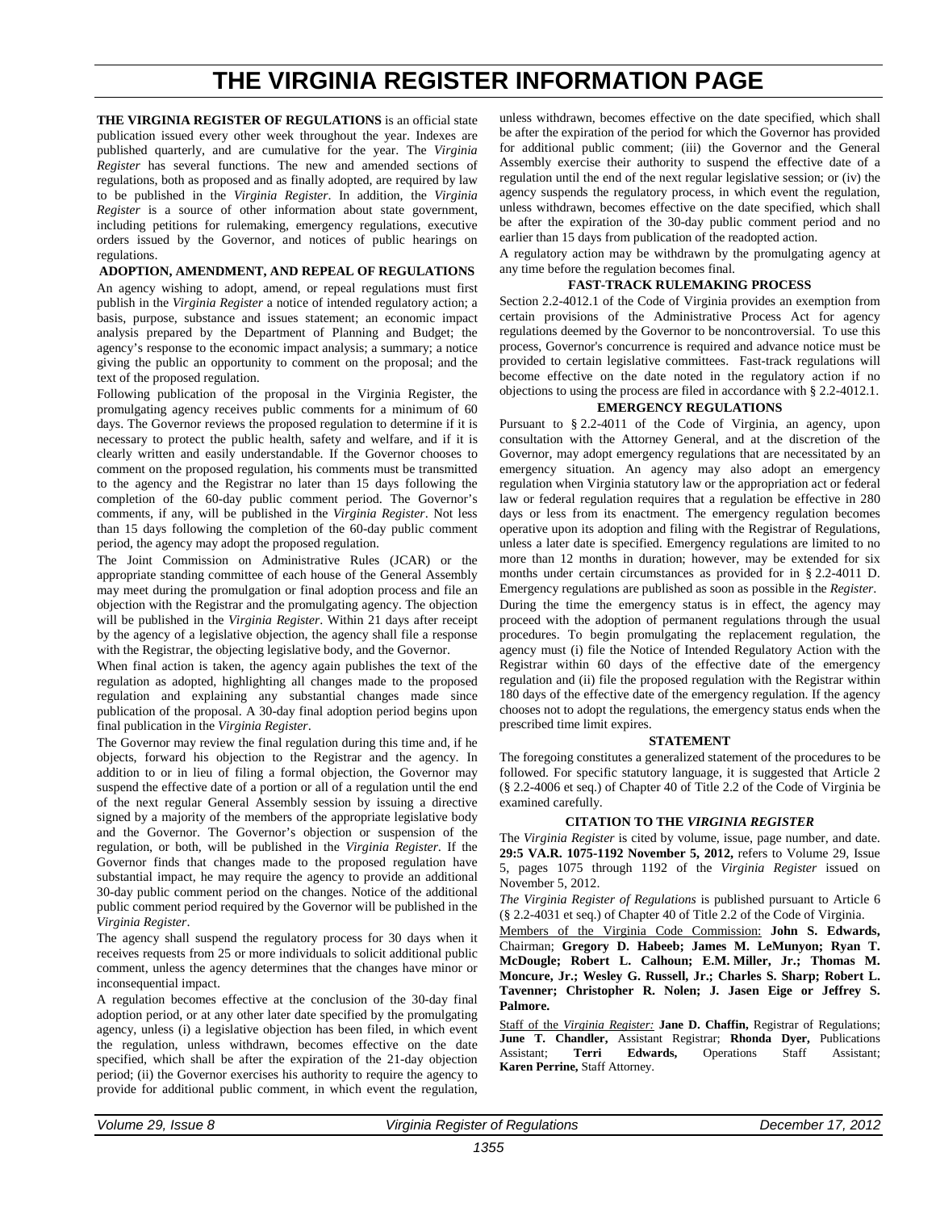# THE VIRGINIA REGISTER INFORMATION PAGE

**THE VIRGINIA REGISTER OF REGULATIONS** is an official state publication issued every other week throughout the year. Indexes are published quarterly, and are cumulative for the year. The *Virginia Register* has several functions. The new and amended sections of regulations, both as proposed and as finally adopted, are required by law to be published in the *Virginia Register*. In addition, the *Virginia Register* is a source of other information about state government, including petitions for rulemaking, emergency regulations, executive orders issued by the Governor, and notices of public hearings on regulations.

### ADOPTION, AMENDMENT, AND REPEAL OF REGULATIONS

An agency wishing to adopt, amend, or repeal regulations must first publish in the *Virginia Register* a notice of intended regulatory action; a basis, purpose, substance and issues statement; an economic impact analysis prepared by the Department of Planning and Budget; the agency's response to the economic impact analysis; a summary; a notice giving the public an opportunity to comment on the proposal; and the text of the proposed regulation.

Following publication of the proposal in the Virginia Register, the promulgating agency receives public comments for a minimum of 60 days. The Governor reviews the proposed regulation to determine if it is necessary to protect the public health, safety and welfare, and if it is clearly written and easily understandable. If the Governor chooses to comment on the proposed regulation, his comments must be transmitted to the agency and the Registrar no later than 15 days following the completion of the 60-day public comment period. The Governor's comments, if any, will be published in the *Virginia Register*. Not less than 15 days following the completion of the 60-day public comment period, the agency may adopt the proposed regulation.

The Joint Commission on Administrative Rules (JCAR) or the appropriate standing committee of each house of the General Assembly may meet during the promulgation or final adoption process and file an objection with the Registrar and the promulgating agency. The objection will be published in the *Virginia Register*. Within 21 days after receipt by the agency of a legislative objection, the agency shall file a response with the Registrar, the objecting legislative body, and the Governor.

When final action is taken, the agency again publishes the text of the regulation as adopted, highlighting all changes made to the proposed regulation and explaining any substantial changes made since publication of the proposal. A 30-day final adoption period begins upon final publication in the *Virginia Register*.

The Governor may review the final regulation during this time and, if he objects, forward his objection to the Registrar and the agency. In addition to or in lieu of filing a formal objection, the Governor may suspend the effective date of a portion or all of a regulation until the end of the next regular General Assembly session by issuing a directive signed by a majority of the members of the appropriate legislative body and the Governor. The Governor's objection or suspension of the regulation, or both, will be published in the *Virginia Register*. If the Governor finds that changes made to the proposed regulation have substantial impact, he may require the agency to provide an additional 30-day public comment period on the changes. Notice of the additional public comment period required by the Governor will be published in the *Virginia Register*.

The agency shall suspend the regulatory process for 30 days when it receives requests from 25 or more individuals to solicit additional public comment, unless the agency determines that the changes have minor or inconsequential impact.

A regulation becomes effective at the conclusion of the 30-day final adoption period, or at any other later date specified by the promulgating agency, unless (i) a legislative objection has been filed, in which event the regulation, unless withdrawn, becomes effective on the date specified, which shall be after the expiration of the 21-day objection period; (ii) the Governor exercises his authority to require the agency to provide for additional public comment, in which event the regulation, unless withdrawn, becomes effective on the date specified, which shall be after the expiration of the period for which the Governor has provided for additional public comment; (iii) the Governor and the General Assembly exercise their authority to suspend the effective date of a regulation until the end of the next regular legislative session; or (iv) the agency suspends the regulatory process, in which event the regulation, unless withdrawn, becomes effective on the date specified, which shall be after the expiration of the 30-day public comment period and no earlier than 15 days from publication of the readopted action.

A regulatory action may be withdrawn by the promulgating agency at any time before the regulation becomes final.

### FAST-TRACK RULEMAKING PROCESS

Section 2.2-4012.1 of the Code of Virginia provides an exemption from certain provisions of the Administrative Process Act for agency regulations deemed by the Governor to be noncontroversial. To use this process, Governor's concurrence is required and advance notice must be provided to certain legislative committees. Fast-track regulations will become effective on the date noted in the regulatory action if no objections to using the process are filed in accordance with § 2.2-4012.1.

### EMERGENCY REGULATIONS

Pursuant to § 2.2-4011 of the Code of Virginia, an agency, upon consultation with the Attorney General, and at the discretion of the Governor, may adopt emergency regulations that are necessitated by an emergency situation. An agency may also adopt an emergency regulation when Virginia statutory law or the appropriation act or federal law or federal regulation requires that a regulation be effective in 280 days or less from its enactment. The emergency regulation becomes operative upon its adoption and filing with the Registrar of Regulations, unless a later date is specified. Emergency regulations are limited to no more than 12 months in duration; however, may be extended for six months under certain circumstances as provided for in § 2.2-4011 D. Emergency regulations are published as soon as possible in the *Register*.

During the time the emergency status is in effect, the agency may proceed with the adoption of permanent regulations through the usual procedures. To begin promulgating the replacement regulation, the agency must (i) file the Notice of Intended Regulatory Action with the Registrar within 60 days of the effective date of the emergency regulation and (ii) file the proposed regulation with the Registrar within 180 days of the effective date of the emergency regulation. If the agency chooses not to adopt the regulations, the emergency status ends when the prescribed time limit expires.

### STATEMENT

The foregoing constitutes a generalized statement of the procedures to be followed. For specific statutory language, it is suggested that Article 2 (§ 2.2-4006 et seq.) of Chapter 40 of Title 2.2 of the Code of Virginia be examined carefully.

### CITATION TO THE *VIRGINIA REGISTER*

The *Virginia Register* is cited by volume, issue, page number, and date. **29:5 VA.R. 1075-1192 November 5, 2012,** refers to Volume 29, Issue 5, pages 1075 through 1192 of the *Virginia Register* issued on November 5, 2012.

*The Virginia Register of Regulations* is published pursuant to Article 6 (§ 2.2-4031 et seq.) of Chapter 40 of Title 2.2 of the Code of Virginia.

Members of the Virginia Code Commission: **John S. Edwards,** Chairman; **Gregory D. Habeeb; James M. LeMunyon; Ryan T. McDougle; Robert L. Calhoun; E.M. Miller, Jr.; Thomas M. Moncure, Jr.; Wesley G. Russell, Jr.; Charles S. Sharp; Robert L. Tavenner; Christopher R. Nolen; J. Jasen Eige or Jeffrey S. Palmore.**

Staff of the *Virginia Register:* **Jane D. Chaffin,** Registrar of Regulations; **June T. Chandler,** Assistant Registrar; **Rhonda Dyer,** Publications Assistant; **Terri Edwards,** Operations Staff Assistant; **Karen Perrine,** Staff Attorney.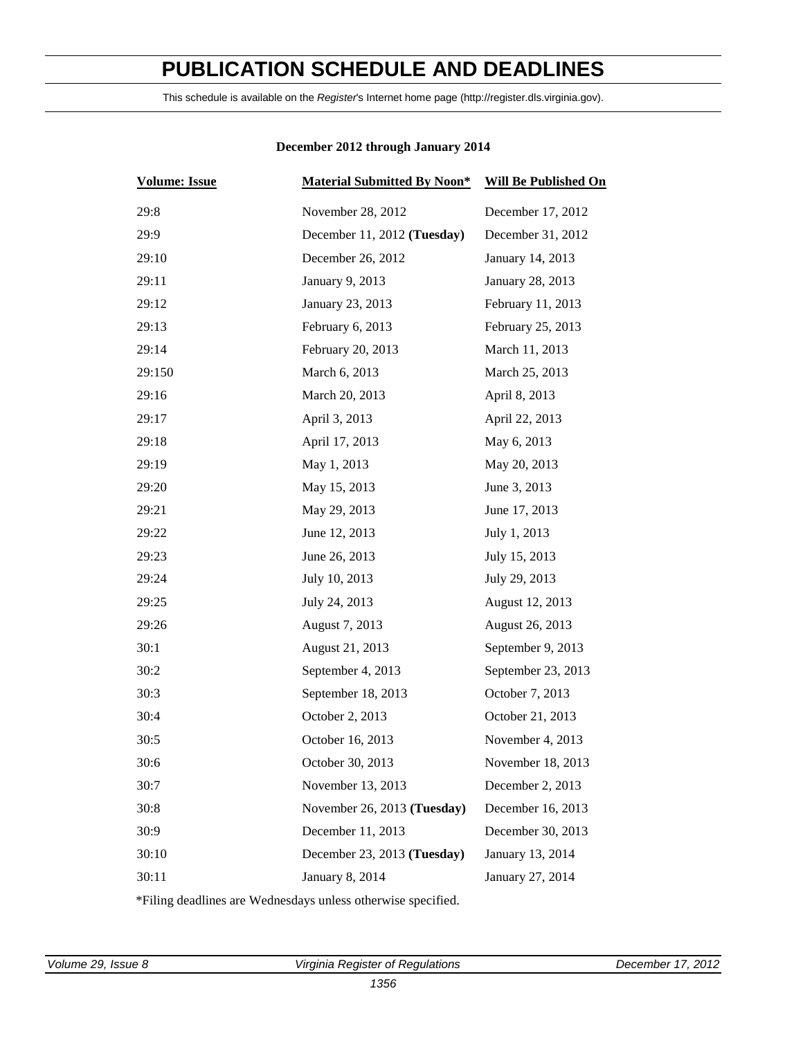# PUBLICATION SCHEDULE AND DEADLINES

This schedule is available on the *Register*'s Internet home page (http://register.dls.virginia.gov).

**December 2012 through January 2014**

| Volume: Issue | Material Submitted By Noon* | Will Be Published On |
|---|---|---|
| 29:8 | November 28, 2012 | December 17, 2012 |
| 29:9 | December 11, 2012 **(Tuesday)** | December 31, 2012 |
| 29:10 | December 26, 2012 | January 14, 2013 |
| 29:11 | January 9, 2013 | January 28, 2013 |
| 29:12 | January 23, 2013 | February 11, 2013 |
| 29:13 | February 6, 2013 | February 25, 2013 |
| 29:14 | February 20, 2013 | March 11, 2013 |
| 29:150 | March 6, 2013 | March 25, 2013 |
| 29:16 | March 20, 2013 | April 8, 2013 |
| 29:17 | April 3, 2013 | April 22, 2013 |
| 29:18 | April 17, 2013 | May 6, 2013 |
| 29:19 | May 1, 2013 | May 20, 2013 |
| 29:20 | May 15, 2013 | June 3, 2013 |
| 29:21 | May 29, 2013 | June 17, 2013 |
| 29:22 | June 12, 2013 | July 1, 2013 |
| 29:23 | June 26, 2013 | July 15, 2013 |
| 29:24 | July 10, 2013 | July 29, 2013 |
| 29:25 | July 24, 2013 | August 12, 2013 |
| 29:26 | August 7, 2013 | August 26, 2013 |
| 30:1 | August 21, 2013 | September 9, 2013 |
| 30:2 | September 4, 2013 | September 23, 2013 |
| 30:3 | September 18, 2013 | October 7, 2013 |
| 30:4 | October 2, 2013 | October 21, 2013 |
| 30:5 | October 16, 2013 | November 4, 2013 |
| 30:6 | October 30, 2013 | November 18, 2013 |
| 30:7 | November 13, 2013 | December 2, 2013 |
| 30:8 | November 26, 2013 **(Tuesday)** | December 16, 2013 |
| 30:9 | December 11, 2013 | December 30, 2013 |
| 30:10 | December 23, 2013 **(Tuesday)** | January 13, 2014 |
| 30:11 | January 8, 2014 | January 27, 2014 |

*Filing deadlines are Wednesdays unless otherwise specified.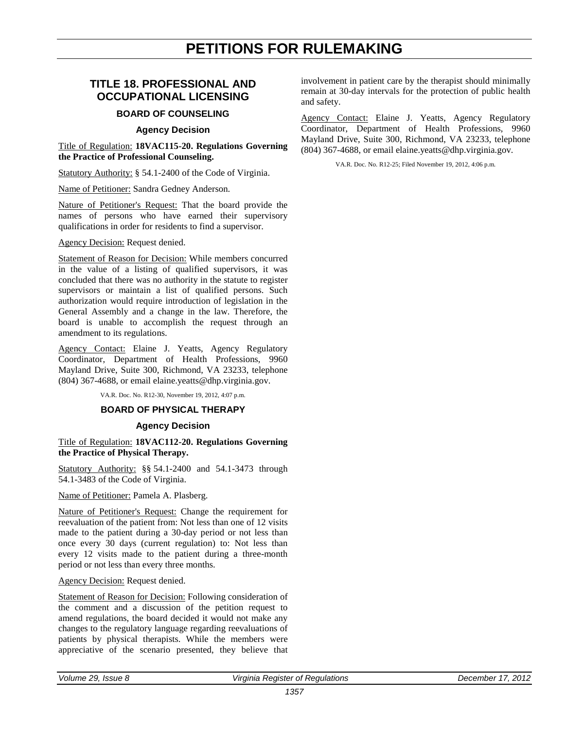# PETITIONS FOR RULEMAKING

## TITLE 18. PROFESSIONAL AND OCCUPATIONAL LICENSING

### BOARD OF COUNSELING

#### Agency Decision

Title of Regulation: **18VAC115-20. Regulations Governing the Practice of Professional Counseling.**

Statutory Authority: § 54.1-2400 of the Code of Virginia.

Name of Petitioner: Sandra Gedney Anderson.

Nature of Petitioner's Request: That the board provide the names of persons who have earned their supervisory qualifications in order for residents to find a supervisor.

Agency Decision: Request denied.

Statement of Reason for Decision: While members concurred in the value of a listing of qualified supervisors, it was concluded that there was no authority in the statute to register supervisors or maintain a list of qualified persons. Such authorization would require introduction of legislation in the General Assembly and a change in the law. Therefore, the board is unable to accomplish the request through an amendment to its regulations.

Agency Contact: Elaine J. Yeatts, Agency Regulatory Coordinator, Department of Health Professions, 9960 Mayland Drive, Suite 300, Richmond, VA 23233, telephone (804) 367-4688, or email elaine.yeatts@dhp.virginia.gov.

VA.R. Doc. No. R12-30, November 19, 2012, 4:07 p.m.

### BOARD OF PHYSICAL THERAPY

#### Agency Decision

Title of Regulation: **18VAC112-20. Regulations Governing the Practice of Physical Therapy.**

Statutory Authority: §§ 54.1-2400 and 54.1-3473 through 54.1-3483 of the Code of Virginia.

Name of Petitioner: Pamela A. Plasberg.

Nature of Petitioner's Request: Change the requirement for reevaluation of the patient from: Not less than one of 12 visits made to the patient during a 30-day period or not less than once every 30 days (current regulation) to: Not less than every 12 visits made to the patient during a three-month period or not less than every three months.

Agency Decision: Request denied.

Statement of Reason for Decision: Following consideration of the comment and a discussion of the petition request to amend regulations, the board decided it would not make any changes to the regulatory language regarding reevaluations of patients by physical therapists. While the members were appreciative of the scenario presented, they believe that involvement in patient care by the therapist should minimally remain at 30-day intervals for the protection of public health and safety.

Agency Contact: Elaine J. Yeatts, Agency Regulatory Coordinator, Department of Health Professions, 9960 Mayland Drive, Suite 300, Richmond, VA 23233, telephone (804) 367-4688, or email elaine.yeatts@dhp.virginia.gov.

VA.R. Doc. No. R12-25; Filed November 19, 2012, 4:06 p.m.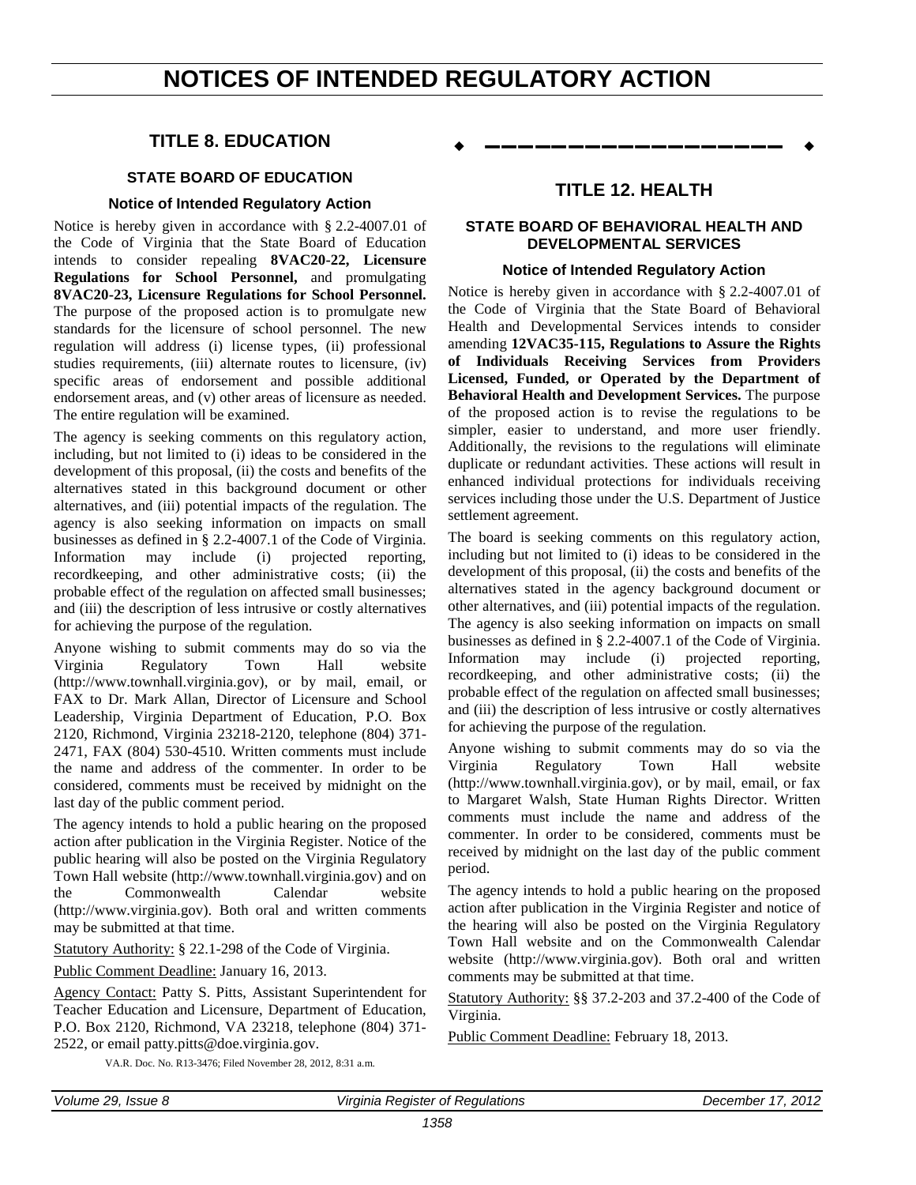# NOTICES OF INTENDED REGULATORY ACTION

## TITLE 8. EDUCATION

### STATE BOARD OF EDUCATION

#### Notice of Intended Regulatory Action

Notice is hereby given in accordance with § 2.2-4007.01 of the Code of Virginia that the State Board of Education intends to consider repealing **8VAC20-22, Licensure Regulations for School Personnel,** and promulgating **8VAC20-23, Licensure Regulations for School Personnel.** The purpose of the proposed action is to promulgate new standards for the licensure of school personnel. The new regulation will address (i) license types, (ii) professional studies requirements, (iii) alternate routes to licensure, (iv) specific areas of endorsement and possible additional endorsement areas, and (v) other areas of licensure as needed. The entire regulation will be examined.

The agency is seeking comments on this regulatory action, including, but not limited to (i) ideas to be considered in the development of this proposal, (ii) the costs and benefits of the alternatives stated in this background document or other alternatives, and (iii) potential impacts of the regulation. The agency is also seeking information on impacts on small businesses as defined in § 2.2-4007.1 of the Code of Virginia. Information may include (i) projected reporting, recordkeeping, and other administrative costs; (ii) the probable effect of the regulation on affected small businesses; and (iii) the description of less intrusive or costly alternatives for achieving the purpose of the regulation.

Anyone wishing to submit comments may do so via the Virginia Regulatory Town Hall website (http://www.townhall.virginia.gov), or by mail, email, or FAX to Dr. Mark Allan, Director of Licensure and School Leadership, Virginia Department of Education, P.O. Box 2120, Richmond, Virginia 23218-2120, telephone (804) 371-2471, FAX (804) 530-4510. Written comments must include the name and address of the commenter. In order to be considered, comments must be received by midnight on the last day of the public comment period.

The agency intends to hold a public hearing on the proposed action after publication in the Virginia Register. Notice of the public hearing will also be posted on the Virginia Regulatory Town Hall website (http://www.townhall.virginia.gov) and on the Commonwealth Calendar website (http://www.virginia.gov). Both oral and written comments may be submitted at that time.

Statutory Authority: § 22.1-298 of the Code of Virginia.

Public Comment Deadline: January 16, 2013.

Agency Contact: Patty S. Pitts, Assistant Superintendent for Teacher Education and Licensure, Department of Education, P.O. Box 2120, Richmond, VA 23218, telephone (804) 371-2522, or email patty.pitts@doe.virginia.gov.

VA.R. Doc. No. R13-3476; Filed November 28, 2012, 8:31 a.m.

---

## TITLE 12. HEALTH

### STATE BOARD OF BEHAVIORAL HEALTH AND DEVELOPMENTAL SERVICES

#### Notice of Intended Regulatory Action

Notice is hereby given in accordance with § 2.2-4007.01 of the Code of Virginia that the State Board of Behavioral Health and Developmental Services intends to consider amending **12VAC35-115, Regulations to Assure the Rights of Individuals Receiving Services from Providers Licensed, Funded, or Operated by the Department of Behavioral Health and Development Services.** The purpose of the proposed action is to revise the regulations to be simpler, easier to understand, and more user friendly. Additionally, the revisions to the regulations will eliminate duplicate or redundant activities. These actions will result in enhanced individual protections for individuals receiving services including those under the U.S. Department of Justice settlement agreement.

The board is seeking comments on this regulatory action, including but not limited to (i) ideas to be considered in the development of this proposal, (ii) the costs and benefits of the alternatives stated in the agency background document or other alternatives, and (iii) potential impacts of the regulation. The agency is also seeking information on impacts on small businesses as defined in § 2.2-4007.1 of the Code of Virginia. Information may include (i) projected reporting, recordkeeping, and other administrative costs; (ii) the probable effect of the regulation on affected small businesses; and (iii) the description of less intrusive or costly alternatives for achieving the purpose of the regulation.

Anyone wishing to submit comments may do so via the Virginia Regulatory Town Hall website (http://www.townhall.virginia.gov), or by mail, email, or fax to Margaret Walsh, State Human Rights Director. Written comments must include the name and address of the commenter. In order to be considered, comments must be received by midnight on the last day of the public comment period.

The agency intends to hold a public hearing on the proposed action after publication in the Virginia Register and notice of the hearing will also be posted on the Virginia Regulatory Town Hall website and on the Commonwealth Calendar website (http://www.virginia.gov). Both oral and written comments may be submitted at that time.

Statutory Authority: §§ 37.2-203 and 37.2-400 of the Code of Virginia.

Public Comment Deadline: February 18, 2013.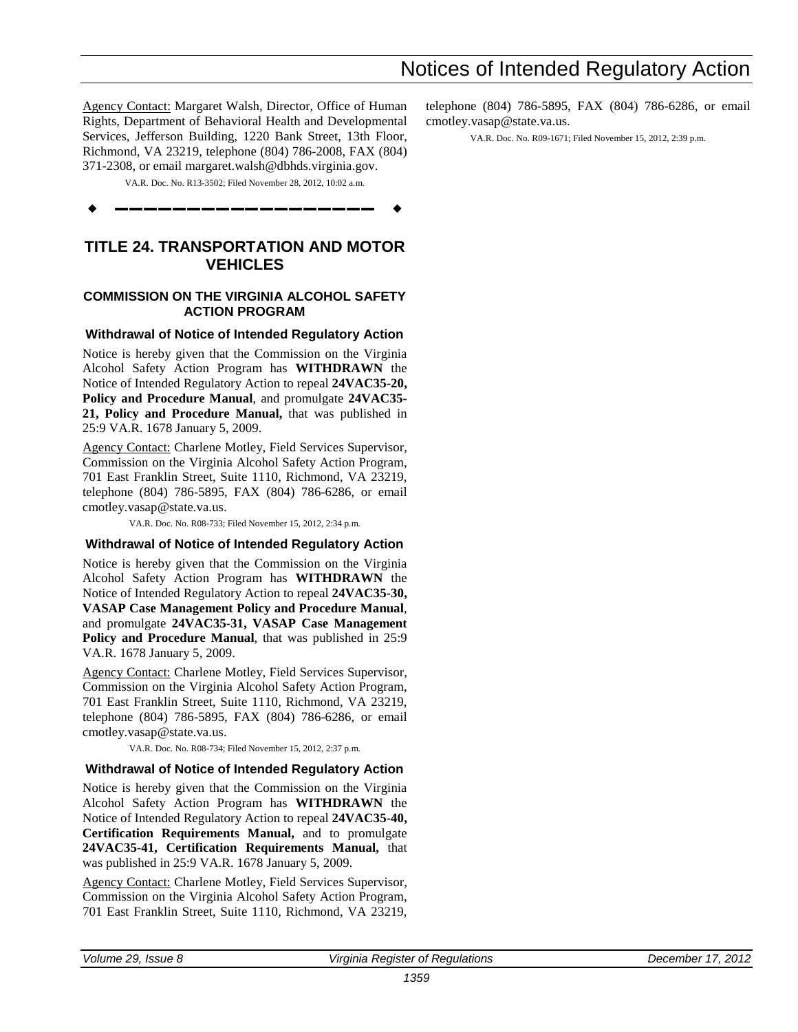Agency Contact: Margaret Walsh, Director, Office of Human Rights, Department of Behavioral Health and Developmental Services, Jefferson Building, 1220 Bank Street, 13th Floor, Richmond, VA 23219, telephone (804) 786-2008, FAX (804) 371-2308, or email margaret.walsh@dbhds.virginia.gov.

VA.R. Doc. No. R13-3502; Filed November 28, 2012, 10:02 a.m.

---

# TITLE 24. TRANSPORTATION AND MOTOR VEHICLES

## COMMISSION ON THE VIRGINIA ALCOHOL SAFETY ACTION PROGRAM

### Withdrawal of Notice of Intended Regulatory Action

Notice is hereby given that the Commission on the Virginia Alcohol Safety Action Program has **WITHDRAWN** the Notice of Intended Regulatory Action to repeal **24VAC35-20, Policy and Procedure Manual**, and promulgate **24VAC35-21, Policy and Procedure Manual,** that was published in 25:9 VA.R. 1678 January 5, 2009.

Agency Contact: Charlene Motley, Field Services Supervisor, Commission on the Virginia Alcohol Safety Action Program, 701 East Franklin Street, Suite 1110, Richmond, VA 23219, telephone (804) 786-5895, FAX (804) 786-6286, or email cmotley.vasap@state.va.us.

VA.R. Doc. No. R08-733; Filed November 15, 2012, 2:34 p.m.

### Withdrawal of Notice of Intended Regulatory Action

Notice is hereby given that the Commission on the Virginia Alcohol Safety Action Program has **WITHDRAWN** the Notice of Intended Regulatory Action to repeal **24VAC35-30, VASAP Case Management Policy and Procedure Manual**, and promulgate **24VAC35-31, VASAP Case Management Policy and Procedure Manual**, that was published in 25:9 VA.R. 1678 January 5, 2009.

Agency Contact: Charlene Motley, Field Services Supervisor, Commission on the Virginia Alcohol Safety Action Program, 701 East Franklin Street, Suite 1110, Richmond, VA 23219, telephone (804) 786-5895, FAX (804) 786-6286, or email cmotley.vasap@state.va.us.

VA.R. Doc. No. R08-734; Filed November 15, 2012, 2:37 p.m.

### Withdrawal of Notice of Intended Regulatory Action

Notice is hereby given that the Commission on the Virginia Alcohol Safety Action Program has **WITHDRAWN** the Notice of Intended Regulatory Action to repeal **24VAC35-40, Certification Requirements Manual,** and to promulgate **24VAC35-41, Certification Requirements Manual,** that was published in 25:9 VA.R. 1678 January 5, 2009.

Agency Contact: Charlene Motley, Field Services Supervisor, Commission on the Virginia Alcohol Safety Action Program, 701 East Franklin Street, Suite 1110, Richmond, VA 23219, telephone (804) 786-5895, FAX (804) 786-6286, or email cmotley.vasap@state.va.us.

VA.R. Doc. No. R09-1671; Filed November 15, 2012, 2:39 p.m.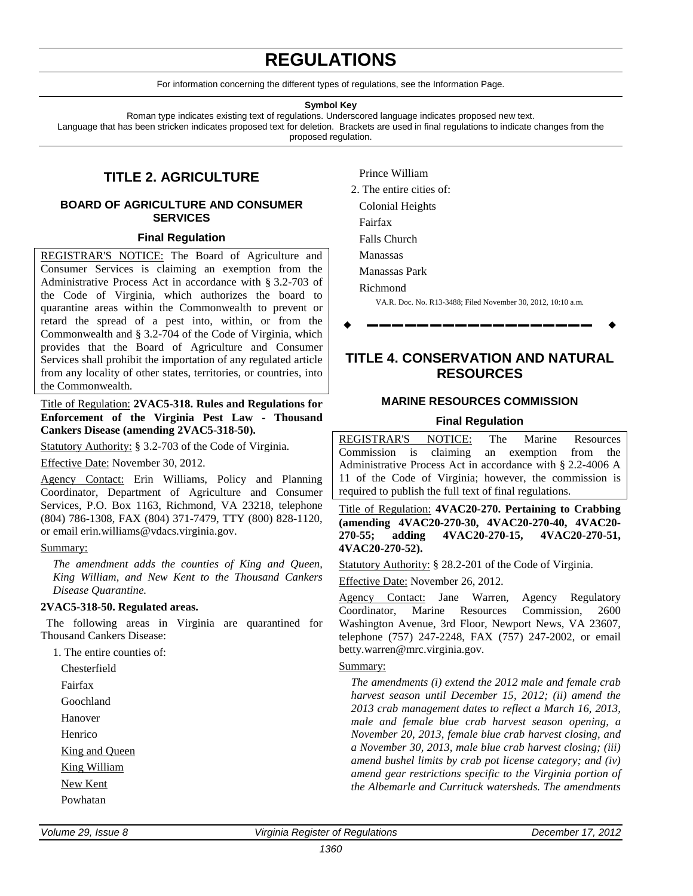# REGULATIONS

For information concerning the different types of regulations, see the Information Page.

**Symbol Key**

Roman type indicates existing text of regulations. Underscored language indicates proposed new text.
Language that has been stricken indicates proposed text for deletion. Brackets are used in final regulations to indicate changes from the proposed regulation.

## TITLE 2. AGRICULTURE

### BOARD OF AGRICULTURE AND CONSUMER SERVICES

#### Final Regulation

REGISTRAR'S NOTICE: The Board of Agriculture and Consumer Services is claiming an exemption from the Administrative Process Act in accordance with § 3.2-703 of the Code of Virginia, which authorizes the board to quarantine areas within the Commonwealth to prevent or retard the spread of a pest into, within, or from the Commonwealth and § 3.2-704 of the Code of Virginia, which provides that the Board of Agriculture and Consumer Services shall prohibit the importation of any regulated article from any locality of other states, territories, or countries, into the Commonwealth.

Title of Regulation: **2VAC5-318. Rules and Regulations for Enforcement of the Virginia Pest Law - Thousand Cankers Disease (amending 2VAC5-318-50).**

Statutory Authority: § 3.2-703 of the Code of Virginia.

Effective Date: November 30, 2012.

Agency Contact: Erin Williams, Policy and Planning Coordinator, Department of Agriculture and Consumer Services, P.O. Box 1163, Richmond, VA 23218, telephone (804) 786-1308, FAX (804) 371-7479, TTY (800) 828-1120, or email erin.williams@vdacs.virginia.gov.

Summary:

*The amendment adds the counties of King and Queen, King William, and New Kent to the Thousand Cankers Disease Quarantine.*

**2VAC5-318-50. Regulated areas.**

The following areas in Virginia are quarantined for Thousand Cankers Disease:

1. The entire counties of:

Chesterfield

Fairfax

Goochland

Hanover

Henrico

King and Queen

King William

New Kent

Powhatan

Prince William

2. The entire cities of:

Colonial Heights

Fairfax

Falls Church

Manassas

Manassas Park

Richmond

VA.R. Doc. No. R13-3488; Filed November 30, 2012, 10:10 a.m.

## TITLE 4. CONSERVATION AND NATURAL RESOURCES

### MARINE RESOURCES COMMISSION

#### Final Regulation

REGISTRAR'S NOTICE: The Marine Resources Commission is claiming an exemption from the Administrative Process Act in accordance with § 2.2-4006 A 11 of the Code of Virginia; however, the commission is required to publish the full text of final regulations.

Title of Regulation: **4VAC20-270. Pertaining to Crabbing (amending 4VAC20-270-30, 4VAC20-270-40, 4VAC20-270-55; adding 4VAC20-270-15, 4VAC20-270-51, 4VAC20-270-52).**

Statutory Authority: § 28.2-201 of the Code of Virginia.

Effective Date: November 26, 2012.

Agency Contact: Jane Warren, Agency Regulatory Coordinator, Marine Resources Commission, 2600 Washington Avenue, 3rd Floor, Newport News, VA 23607, telephone (757) 247-2248, FAX (757) 247-2002, or email betty.warren@mrc.virginia.gov.

Summary:

*The amendments (i) extend the 2012 male and female crab harvest season until December 15, 2012; (ii) amend the 2013 crab management dates to reflect a March 16, 2013, male and female blue crab harvest season opening, a November 20, 2013, female blue crab harvest closing, and a November 30, 2013, male blue crab harvest closing; (iii) amend bushel limits by crab pot license category; and (iv) amend gear restrictions specific to the Virginia portion of the Albemarle and Currituck watersheds. The amendments*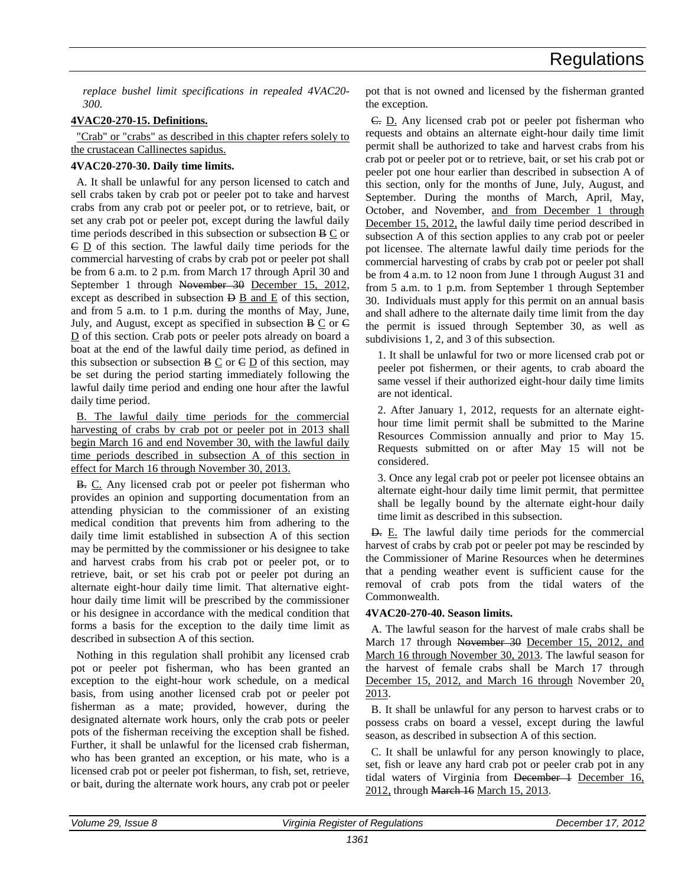*replace bushel limit specifications in repealed 4VAC20-300.*

**4VAC20-270-15. Definitions.**

"Crab" or "crabs" as described in this chapter refers solely to the crustacean Callinectes sapidus.

**4VAC20-270-30. Daily time limits.**

A. It shall be unlawful for any person licensed to catch and sell crabs taken by crab pot or peeler pot to take and harvest crabs from any crab pot or peeler pot, or to retrieve, bait, or set any crab pot or peeler pot, except during the lawful daily time periods described in this subsection or subsection ~~B~~ C or ~~C~~ D of this section. The lawful daily time periods for the commercial harvesting of crabs by crab pot or peeler pot shall be from 6 a.m. to 2 p.m. from March 17 through April 30 and September 1 through ~~November 30~~ December 15, 2012, except as described in subsection ~~D~~ B and E of this section, and from 5 a.m. to 1 p.m. during the months of May, June, July, and August, except as specified in subsection ~~B~~ C or ~~C~~ D of this section. Crab pots or peeler pots already on board a boat at the end of the lawful daily time period, as defined in this subsection or subsection ~~B~~ C or ~~C~~ D of this section, may be set during the period starting immediately following the lawful daily time period and ending one hour after the lawful daily time period.

B. The lawful daily time periods for the commercial harvesting of crabs by crab pot or peeler pot in 2013 shall begin March 16 and end November 30, with the lawful daily time periods described in subsection A of this section in effect for March 16 through November 30, 2013.

~~B.~~ C. Any licensed crab pot or peeler pot fisherman who provides an opinion and supporting documentation from an attending physician to the commissioner of an existing medical condition that prevents him from adhering to the daily time limit established in subsection A of this section may be permitted by the commissioner or his designee to take and harvest crabs from his crab pot or peeler pot, or to retrieve, bait, or set his crab pot or peeler pot during an alternate eight-hour daily time limit. That alternative eight-hour daily time limit will be prescribed by the commissioner or his designee in accordance with the medical condition that forms a basis for the exception to the daily time limit as described in subsection A of this section.

Nothing in this regulation shall prohibit any licensed crab pot or peeler pot fisherman, who has been granted an exception to the eight-hour work schedule, on a medical basis, from using another licensed crab pot or peeler pot fisherman as a mate; provided, however, during the designated alternate work hours, only the crab pots or peeler pots of the fisherman receiving the exception shall be fished. Further, it shall be unlawful for the licensed crab fisherman, who has been granted an exception, or his mate, who is a licensed crab pot or peeler pot fisherman, to fish, set, retrieve, or bait, during the alternate work hours, any crab pot or peeler pot that is not owned and licensed by the fisherman granted the exception.

~~C.~~ D. Any licensed crab pot or peeler pot fisherman who requests and obtains an alternate eight-hour daily time limit permit shall be authorized to take and harvest crabs from his crab pot or peeler pot or to retrieve, bait, or set his crab pot or peeler pot one hour earlier than described in subsection A of this section, only for the months of June, July, August, and September. During the months of March, April, May, October, and November, and from December 1 through December 15, 2012, the lawful daily time period described in subsection A of this section applies to any crab pot or peeler pot licensee. The alternate lawful daily time periods for the commercial harvesting of crabs by crab pot or peeler pot shall be from 4 a.m. to 12 noon from June 1 through August 31 and from 5 a.m. to 1 p.m. from September 1 through September 30. Individuals must apply for this permit on an annual basis and shall adhere to the alternate daily time limit from the day the permit is issued through September 30, as well as subdivisions 1, 2, and 3 of this subsection.

1. It shall be unlawful for two or more licensed crab pot or peeler pot fishermen, or their agents, to crab aboard the same vessel if their authorized eight-hour daily time limits are not identical.

2. After January 1, 2012, requests for an alternate eight-hour time limit permit shall be submitted to the Marine Resources Commission annually and prior to May 15. Requests submitted on or after May 15 will not be considered.

3. Once any legal crab pot or peeler pot licensee obtains an alternate eight-hour daily time limit permit, that permittee shall be legally bound by the alternate eight-hour daily time limit as described in this subsection.

~~D.~~ E. The lawful daily time periods for the commercial harvest of crabs by crab pot or peeler pot may be rescinded by the Commissioner of Marine Resources when he determines that a pending weather event is sufficient cause for the removal of crab pots from the tidal waters of the Commonwealth.

**4VAC20-270-40. Season limits.**

A. The lawful season for the harvest of male crabs shall be March 17 through ~~November 30~~ December 15, 2012, and March 16 through November 30, 2013. The lawful season for the harvest of female crabs shall be March 17 through December 15, 2012, and March 16 through November 20, 2013.

B. It shall be unlawful for any person to harvest crabs or to possess crabs on board a vessel, except during the lawful season, as described in subsection A of this section.

C. It shall be unlawful for any person knowingly to place, set, fish or leave any hard crab pot or peeler crab pot in any tidal waters of Virginia from ~~December 1~~ December 16, 2012, through ~~March 16~~ March 15, 2013.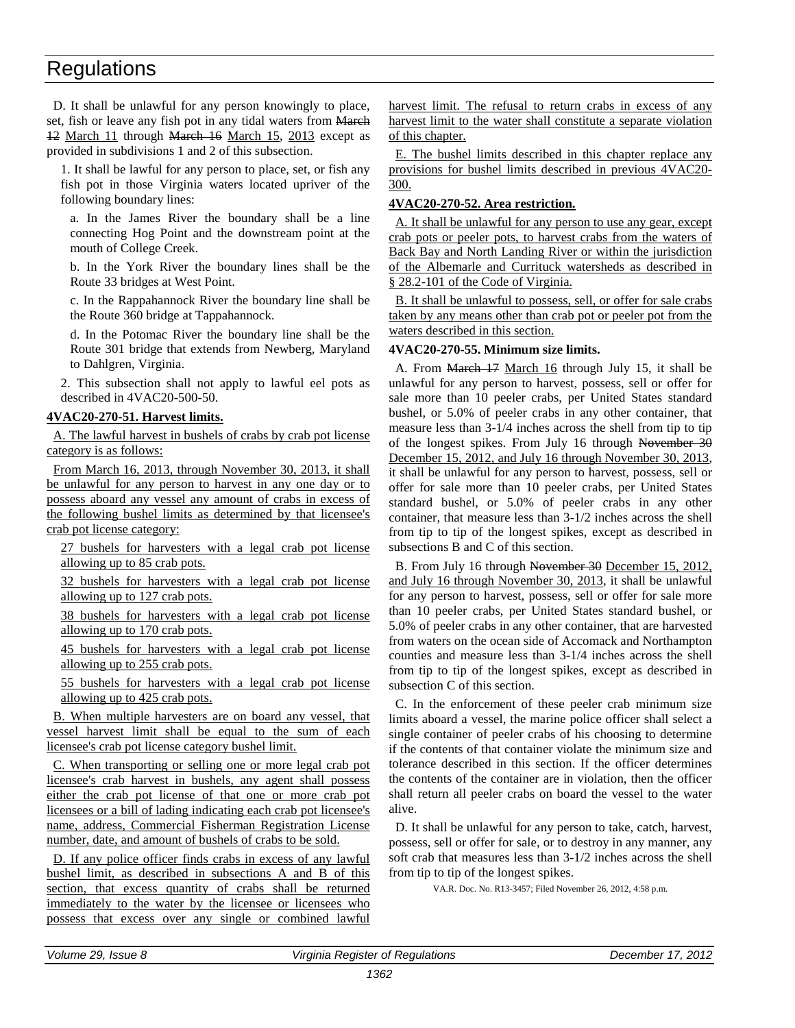D. It shall be unlawful for any person knowingly to place, set, fish or leave any fish pot in any tidal waters from ~~March 12~~ March 11 through ~~March 16~~ March 15, 2013 except as provided in subdivisions 1 and 2 of this subsection.

1. It shall be lawful for any person to place, set, or fish any fish pot in those Virginia waters located upriver of the following boundary lines:

a. In the James River the boundary shall be a line connecting Hog Point and the downstream point at the mouth of College Creek.

b. In the York River the boundary lines shall be the Route 33 bridges at West Point.

c. In the Rappahannock River the boundary line shall be the Route 360 bridge at Tappahannock.

d. In the Potomac River the boundary line shall be the Route 301 bridge that extends from Newberg, Maryland to Dahlgren, Virginia.

2. This subsection shall not apply to lawful eel pots as described in 4VAC20-500-50.

**4VAC20-270-51. Harvest limits.**

A. The lawful harvest in bushels of crabs by crab pot license category is as follows:

From March 16, 2013, through November 30, 2013, it shall be unlawful for any person to harvest in any one day or to possess aboard any vessel any amount of crabs in excess of the following bushel limits as determined by that licensee's crab pot license category:

27 bushels for harvesters with a legal crab pot license allowing up to 85 crab pots.

32 bushels for harvesters with a legal crab pot license allowing up to 127 crab pots.

38 bushels for harvesters with a legal crab pot license allowing up to 170 crab pots.

45 bushels for harvesters with a legal crab pot license allowing up to 255 crab pots.

55 bushels for harvesters with a legal crab pot license allowing up to 425 crab pots.

B. When multiple harvesters are on board any vessel, that vessel harvest limit shall be equal to the sum of each licensee's crab pot license category bushel limit.

C. When transporting or selling one or more legal crab pot licensee's crab harvest in bushels, any agent shall possess either the crab pot license of that one or more crab pot licensees or a bill of lading indicating each crab pot licensee's name, address, Commercial Fisherman Registration License number, date, and amount of bushels of crabs to be sold.

D. If any police officer finds crabs in excess of any lawful bushel limit, as described in subsections A and B of this section, that excess quantity of crabs shall be returned immediately to the water by the licensee or licensees who possess that excess over any single or combined lawful harvest limit. The refusal to return crabs in excess of any harvest limit to the water shall constitute a separate violation of this chapter.

E. The bushel limits described in this chapter replace any provisions for bushel limits described in previous 4VAC20-300.

**4VAC20-270-52. Area restriction.**

A. It shall be unlawful for any person to use any gear, except crab pots or peeler pots, to harvest crabs from the waters of Back Bay and North Landing River or within the jurisdiction of the Albemarle and Currituck watersheds as described in § 28.2-101 of the Code of Virginia.

B. It shall be unlawful to possess, sell, or offer for sale crabs taken by any means other than crab pot or peeler pot from the waters described in this section.

**4VAC20-270-55. Minimum size limits.**

A. From ~~March 17~~ March 16 through July 15, it shall be unlawful for any person to harvest, possess, sell or offer for sale more than 10 peeler crabs, per United States standard bushel, or 5.0% of peeler crabs in any other container, that measure less than 3-1/4 inches across the shell from tip to tip of the longest spikes. From July 16 through ~~November 30~~ December 15, 2012, and July 16 through November 30, 2013, it shall be unlawful for any person to harvest, possess, sell or offer for sale more than 10 peeler crabs, per United States standard bushel, or 5.0% of peeler crabs in any other container, that measure less than 3-1/2 inches across the shell from tip to tip of the longest spikes, except as described in subsections B and C of this section.

B. From July 16 through ~~November 30~~ December 15, 2012, and July 16 through November 30, 2013, it shall be unlawful for any person to harvest, possess, sell or offer for sale more than 10 peeler crabs, per United States standard bushel, or 5.0% of peeler crabs in any other container, that are harvested from waters on the ocean side of Accomack and Northampton counties and measure less than 3-1/4 inches across the shell from tip to tip of the longest spikes, except as described in subsection C of this section.

C. In the enforcement of these peeler crab minimum size limits aboard a vessel, the marine police officer shall select a single container of peeler crabs of his choosing to determine if the contents of that container violate the minimum size and tolerance described in this section. If the officer determines the contents of the container are in violation, then the officer shall return all peeler crabs on board the vessel to the water alive.

D. It shall be unlawful for any person to take, catch, harvest, possess, sell or offer for sale, or to destroy in any manner, any soft crab that measures less than 3-1/2 inches across the shell from tip to tip of the longest spikes.

VA.R. Doc. No. R13-3457; Filed November 26, 2012, 4:58 p.m.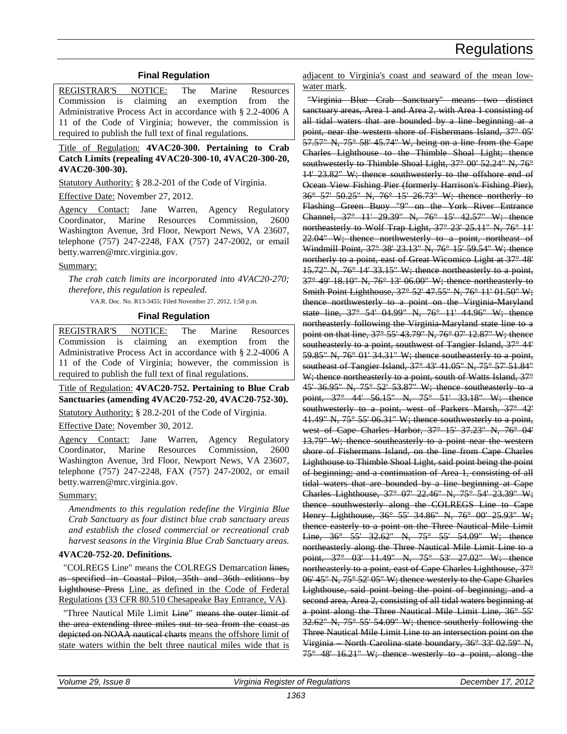### Final Regulation

REGISTRAR'S NOTICE: The Marine Resources Commission is claiming an exemption from the Administrative Process Act in accordance with § 2.2-4006 A 11 of the Code of Virginia; however, the commission is required to publish the full text of final regulations.

Title of Regulation: **4VAC20-300. Pertaining to Crab Catch Limits (repealing 4VAC20-300-10, 4VAC20-300-20, 4VAC20-300-30).**

Statutory Authority: § 28.2-201 of the Code of Virginia.

Effective Date: November 27, 2012.

Agency Contact: Jane Warren, Agency Regulatory Coordinator, Marine Resources Commission, 2600 Washington Avenue, 3rd Floor, Newport News, VA 23607, telephone (757) 247-2248, FAX (757) 247-2002, or email betty.warren@mrc.virginia.gov.

Summary:

*The crab catch limits are incorporated into 4VAC20-270; therefore, this regulation is repealed.*

VA.R. Doc. No. R13-3455; Filed November 27, 2012, 1:58 p.m.

### Final Regulation

REGISTRAR'S NOTICE: The Marine Resources Commission is claiming an exemption from the Administrative Process Act in accordance with § 2.2-4006 A 11 of the Code of Virginia; however, the commission is required to publish the full text of final regulations.

Title of Regulation: **4VAC20-752. Pertaining to Blue Crab Sanctuaries (amending 4VAC20-752-20, 4VAC20-752-30).**

Statutory Authority: § 28.2-201 of the Code of Virginia.

Effective Date: November 30, 2012.

Agency Contact: Jane Warren, Agency Regulatory Coordinator, Marine Resources Commission, 2600 Washington Avenue, 3rd Floor, Newport News, VA 23607, telephone (757) 247-2248, FAX (757) 247-2002, or email betty.warren@mrc.virginia.gov.

Summary:

*Amendments to this regulation redefine the Virginia Blue Crab Sanctuary as four distinct blue crab sanctuary areas and establish the closed commercial or recreational crab harvest seasons in the Virginia Blue Crab Sanctuary areas.*

**4VAC20-752-20. Definitions.**

"COLREGS Line" means the COLREGS Demarcation ~~lines, as specified in Coastal Pilot, 35th and 36th editions by Lighthouse Press~~ <u>Line, as defined in the Code of Federal Regulations (33 CFR 80.510 Chesapeake Bay Entrance, VA)</u>.

"Three Nautical Mile Limit ~~Line~~" ~~means the outer limit of the area extending three miles out to sea from the coast as depicted on NOAA nautical charts~~ <u>means the offshore limit of state waters within the belt three nautical miles wide that is adjacent to Virginia's coast and seaward of the mean low-water mark</u>.

~~"Virginia Blue Crab Sanctuary" means two distinct sanctuary areas, Area 1 and Area 2, with Area 1 consisting of all tidal waters that are bounded by a line beginning at a point, near the western shore of Fishermans Island, 37° 05' 57.57" N, 75° 58' 45.74" W, being on a line from the Cape Charles Lighthouse to the Thimble Shoal Light; thence southwesterly to Thimble Shoal Light, 37° 00' 52.24" N, 76° 14' 23.82" W; thence southwesterly to the offshore end of Ocean View Fishing Pier (formerly Harrison's Fishing Pier), 36° 57' 50.25" N, 76° 15' 26.73" W; thence northerly to Flashing Green Buoy "9" on the York River Entrance Channel, 37° 11' 29.39" N, 76° 15' 42.57" W; thence northeasterly to Wolf Trap Light, 37° 23' 25.11" N, 76° 11' 22.04" W; thence northwesterly to a point, northeast of Windmill Point, 37° 38' 23.13" N, 76° 15' 59.54" W; thence northerly to a point, east of Great Wicomico Light at 37° 48' 15.72" N, 76° 14' 33.15" W; thence northeasterly to a point, 37° 49' 18.10" N, 76° 13' 06.00" W; thence northeasterly to Smith Point Lighthouse, 37° 52' 47.55" N, 76° 11' 01.50" W; thence northwesterly to a point on the Virginia-Maryland state line, 37° 54' 04.99" N, 76° 11' 44.96" W; thence northeasterly following the Virginia-Maryland state line to a point on that line, 37° 55' 43.79" N, 76° 07' 12.87" W; thence southeasterly to a point, southwest of Tangier Island, 37° 44' 59.85" N, 76° 01' 34.31" W; thence southeasterly to a point, southeast of Tangier Island, 37° 43' 41.05" N, 75° 57' 51.84" W; thence northeasterly to a point, south of Watts Island, 37° 45' 36.95" N, 75° 52' 53.87" W; thence southeasterly to a point, 37° 44' 56.15" N, 75° 51' 33.18" W; thence southwesterly to a point, west of Parkers Marsh, 37° 42' 41.49" N, 75° 55' 06.31" W; thence southwesterly to a point, west of Cape Charles Harbor, 37° 15' 37.23" N, 76° 04' 13.79" W; thence southeasterly to a point near the western shore of Fishermans Island, on the line from Cape Charles Lighthouse to Thimble Shoal Light, said point being the point of beginning; and a continuation of Area 1, consisting of all tidal waters that are bounded by a line beginning at Cape Charles Lighthouse, 37° 07' 22.46" N, 75° 54' 23.39" W; thence southwesterly along the COLREGS Line to Cape Henry Lighthouse, 36° 55' 34.86" N, 76° 00' 25.93" W; thence easterly to a point on the Three Nautical Mile Limit Line, 36° 55' 32.62" N, 75° 55' 54.09" W; thence northeasterly along the Three Nautical Mile Limit Line to a point, 37° 03' 11.49" N, 75° 53' 27.02" W; thence northeasterly to a point, east of Cape Charles Lighthouse, 37° 06' 45" N, 75° 52' 05" W; thence westerly to the Cape Charles Lighthouse, said point being the point of beginning; and a second area, Area 2, consisting of all tidal waters beginning at a point along the Three Nautical Mile Limit Line, 36° 55' 32.62" N, 75° 55' 54.09" W; thence southerly following the Three Nautical Mile Limit Line to an intersection point on the Virginia – North Carolina state boundary, 36° 33' 02.59" N, 75° 48' 16.21" W; thence westerly to a point, along the~~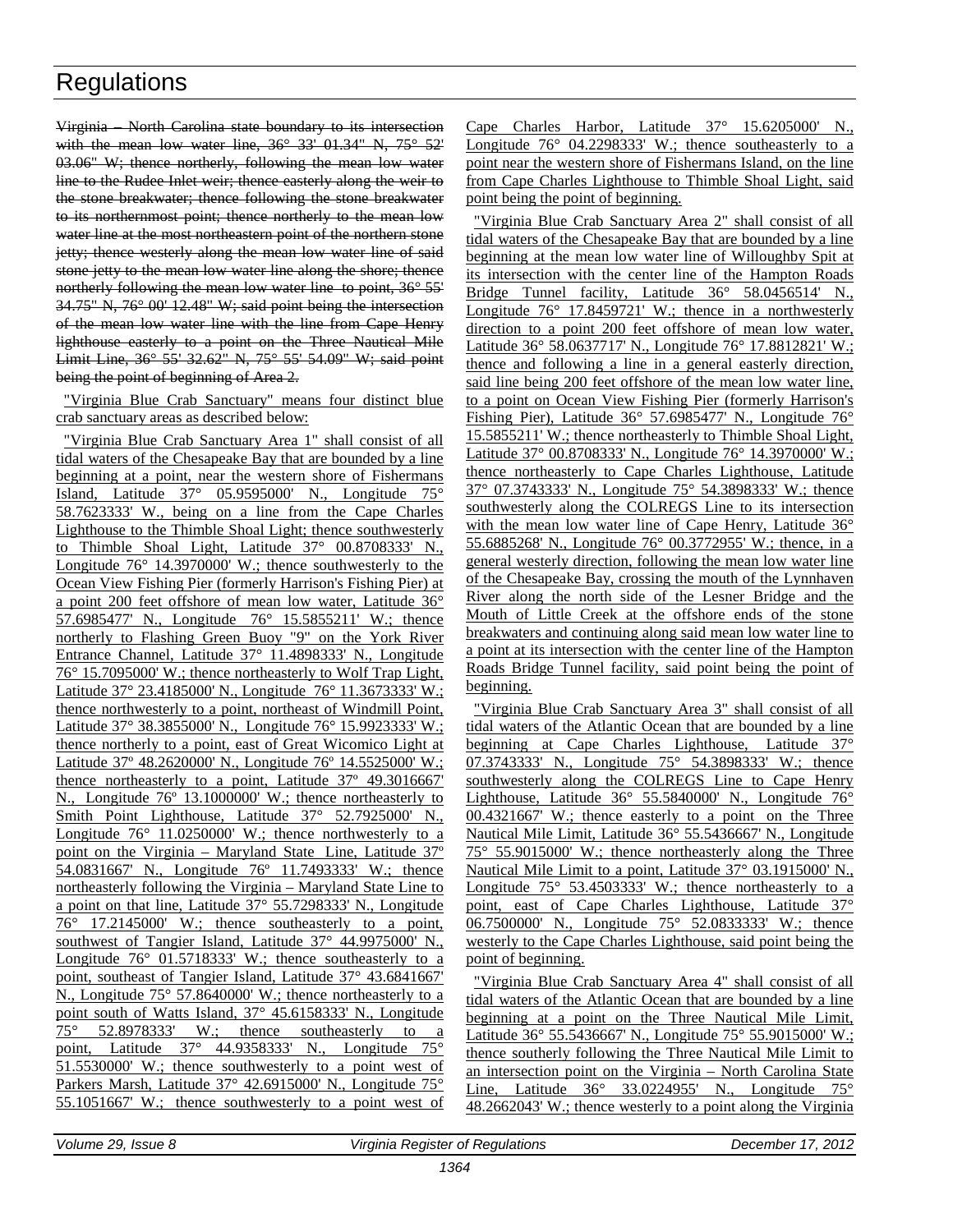~~Virginia – North Carolina state boundary to its intersection with the mean low water line, 36° 33' 01.34" N, 75° 52' 03.06" W; thence northerly, following the mean low water line to the Rudee Inlet weir; thence easterly along the weir to the stone breakwater; thence following the stone breakwater to its northernmost point; thence northerly to the mean low water line at the most northeastern point of the northern stone jetty; thence westerly along the mean low water line of said stone jetty to the mean low water line along the shore; thence northerly following the mean low water line to point, 36° 55' 34.75" N, 76° 00' 12.48" W; said point being the intersection of the mean low water line with the line from Cape Henry lighthouse easterly to a point on the Three Nautical Mile Limit Line, 36° 55' 32.62" N, 75° 55' 54.09" W; said point being the point of beginning of Area 2.~~

"Virginia Blue Crab Sanctuary" means four distinct blue crab sanctuary areas as described below:

"Virginia Blue Crab Sanctuary Area 1" shall consist of all tidal waters of the Chesapeake Bay that are bounded by a line beginning at a point, near the western shore of Fishermans Island, Latitude 37° 05.9595000' N., Longitude 75° 58.7623333' W., being on a line from the Cape Charles Lighthouse to the Thimble Shoal Light; thence southwesterly to Thimble Shoal Light, Latitude 37° 00.8708333' N., Longitude 76° 14.3970000' W.; thence southwesterly to the Ocean View Fishing Pier (formerly Harrison's Fishing Pier) at a point 200 feet offshore of mean low water, Latitude 36° 57.6985477' N., Longitude 76° 15.5855211' W.; thence northerly to Flashing Green Buoy "9" on the York River Entrance Channel, Latitude 37° 11.4898333' N., Longitude 76° 15.7095000' W.; thence northeasterly to Wolf Trap Light, Latitude 37° 23.4185000' N., Longitude 76° 11.3673333' W.; thence northwesterly to a point, northeast of Windmill Point, Latitude 37° 38.3855000' N., Longitude 76° 15.9923333' W.; thence northerly to a point, east of Great Wicomico Light at Latitude 37º 48.2620000' N., Longitude 76º 14.5525000' W.; thence northeasterly to a point, Latitude 37º 49.3016667' N., Longitude 76º 13.1000000' W.; thence northeasterly to Smith Point Lighthouse, Latitude 37° 52.7925000' N., Longitude 76° 11.0250000' W.; thence northwesterly to a point on the Virginia – Maryland State Line, Latitude 37º 54.0831667' N., Longitude 76º 11.7493333' W.; thence northeasterly following the Virginia – Maryland State Line to a point on that line, Latitude 37° 55.7298333' N., Longitude 76° 17.2145000' W.; thence southeasterly to a point, southwest of Tangier Island, Latitude 37° 44.9975000' N., Longitude 76° 01.5718333' W.; thence southeasterly to a point, southeast of Tangier Island, Latitude 37° 43.6841667' N., Longitude 75° 57.8640000' W.; thence northeasterly to a point south of Watts Island, 37° 45.6158333' N., Longitude 75° 52.8978333' W.; thence southeasterly to a point, Latitude 37° 44.9358333' N., Longitude 75° 51.5530000' W.; thence southwesterly to a point west of Parkers Marsh, Latitude 37° 42.6915000' N., Longitude 75° 55.1051667' W.; thence southwesterly to a point west of Cape Charles Harbor, Latitude 37° 15.6205000' N., Longitude 76° 04.2298333' W.; thence southeasterly to a point near the western shore of Fishermans Island, on the line from Cape Charles Lighthouse to Thimble Shoal Light, said point being the point of beginning.

"Virginia Blue Crab Sanctuary Area 2" shall consist of all tidal waters of the Chesapeake Bay that are bounded by a line beginning at the mean low water line of Willoughby Spit at its intersection with the center line of the Hampton Roads Bridge Tunnel facility, Latitude 36° 58.0456514' N., Longitude 76° 17.8459721' W.; thence in a northwesterly direction to a point 200 feet offshore of mean low water, Latitude 36° 58.0637717' N., Longitude 76° 17.8812821' W.; thence and following a line in a general easterly direction, said line being 200 feet offshore of the mean low water line, to a point on Ocean View Fishing Pier (formerly Harrison's Fishing Pier), Latitude 36° 57.6985477' N., Longitude 76° 15.5855211' W.; thence northeasterly to Thimble Shoal Light, Latitude 37° 00.8708333' N., Longitude 76° 14.3970000' W.; thence northeasterly to Cape Charles Lighthouse, Latitude 37° 07.3743333' N., Longitude 75° 54.3898333' W.; thence southwesterly along the COLREGS Line to its intersection with the mean low water line of Cape Henry, Latitude 36° 55.6885268' N., Longitude 76° 00.3772955' W.; thence, in a general westerly direction, following the mean low water line of the Chesapeake Bay, crossing the mouth of the Lynnhaven River along the north side of the Lesner Bridge and the Mouth of Little Creek at the offshore ends of the stone breakwaters and continuing along said mean low water line to a point at its intersection with the center line of the Hampton Roads Bridge Tunnel facility, said point being the point of beginning.

"Virginia Blue Crab Sanctuary Area 3" shall consist of all tidal waters of the Atlantic Ocean that are bounded by a line beginning at Cape Charles Lighthouse, Latitude 37° 07.3743333' N., Longitude 75° 54.3898333' W.; thence southwesterly along the COLREGS Line to Cape Henry Lighthouse, Latitude 36° 55.5840000' N., Longitude 76° 00.4321667' W.; thence easterly to a point on the Three Nautical Mile Limit, Latitude 36° 55.5436667' N., Longitude 75° 55.9015000' W.; thence northeasterly along the Three Nautical Mile Limit to a point, Latitude 37° 03.1915000' N., Longitude 75° 53.4503333' W.; thence northeasterly to a point, east of Cape Charles Lighthouse, Latitude 37° 06.7500000' N., Longitude 75° 52.0833333' W.; thence westerly to the Cape Charles Lighthouse, said point being the point of beginning.

"Virginia Blue Crab Sanctuary Area 4" shall consist of all tidal waters of the Atlantic Ocean that are bounded by a line beginning at a point on the Three Nautical Mile Limit, Latitude 36° 55.5436667' N., Longitude 75° 55.9015000' W.; thence southerly following the Three Nautical Mile Limit to an intersection point on the Virginia – North Carolina State Line, Latitude 36° 33.0224955' N., Longitude 75° 48.2662043' W.; thence westerly to a point along the Virginia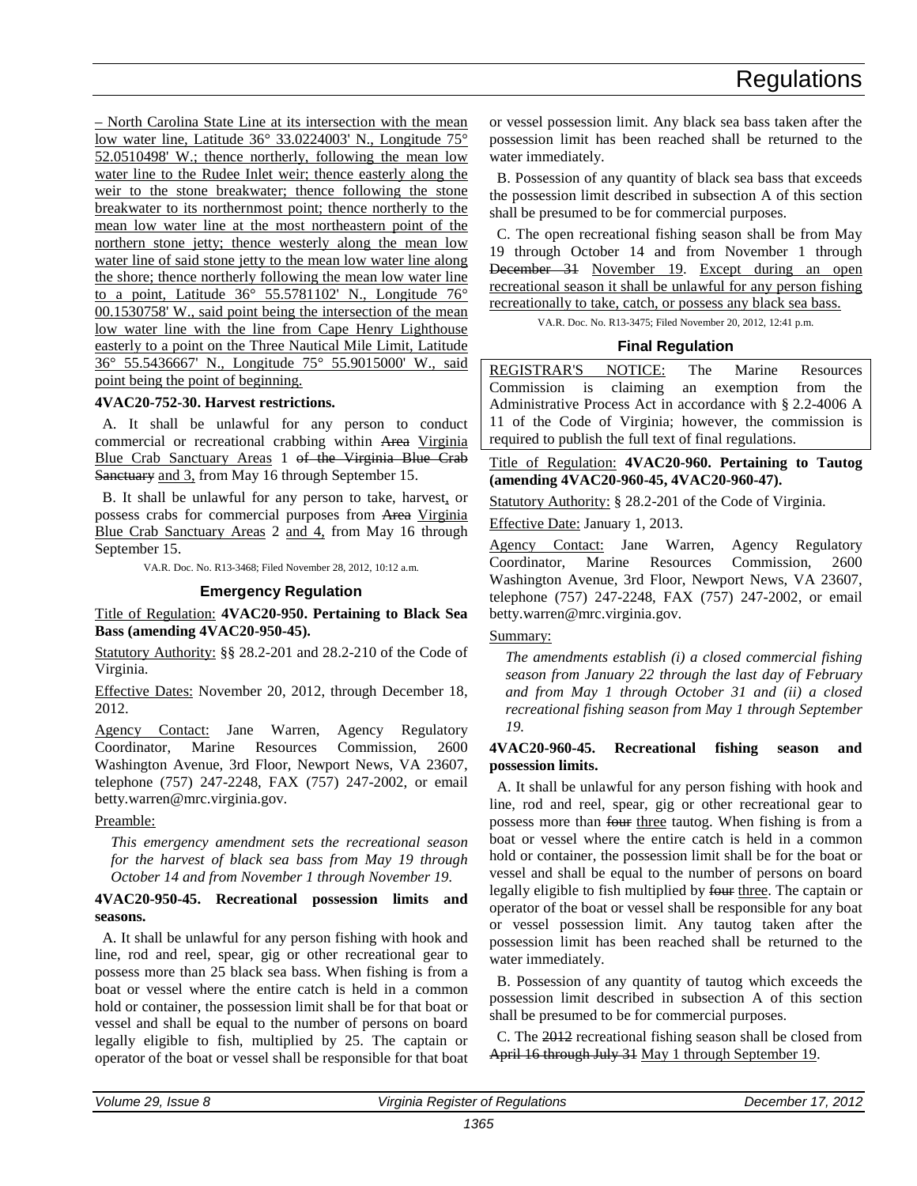– North Carolina State Line at its intersection with the mean low water line, Latitude 36° 33.0224003' N., Longitude 75° 52.0510498' W.; thence northerly, following the mean low water line to the Rudee Inlet weir; thence easterly along the weir to the stone breakwater; thence following the stone breakwater to its northernmost point; thence northerly to the mean low water line at the most northeastern point of the northern stone jetty; thence westerly along the mean low water line of said stone jetty to the mean low water line along the shore; thence northerly following the mean low water line to a point, Latitude 36° 55.5781102' N., Longitude 76° 00.1530758' W., said point being the intersection of the mean low water line with the line from Cape Henry Lighthouse easterly to a point on the Three Nautical Mile Limit, Latitude 36° 55.5436667' N., Longitude 75° 55.9015000' W., said point being the point of beginning.

**4VAC20-752-30. Harvest restrictions.**

A. It shall be unlawful for any person to conduct commercial or recreational crabbing within ~~Area~~ Virginia Blue Crab Sanctuary Areas 1 ~~of the Virginia Blue Crab Sanctuary~~ and 3, from May 16 through September 15.

B. It shall be unlawful for any person to take, harvest, or possess crabs for commercial purposes from ~~Area~~ Virginia Blue Crab Sanctuary Areas 2 and 4, from May 16 through September 15.

VA.R. Doc. No. R13-3468; Filed November 28, 2012, 10:12 a.m.

### Emergency Regulation

Title of Regulation: **4VAC20-950. Pertaining to Black Sea Bass (amending 4VAC20-950-45).**

Statutory Authority: §§ 28.2-201 and 28.2-210 of the Code of Virginia.

Effective Dates: November 20, 2012, through December 18, 2012.

Agency Contact: Jane Warren, Agency Regulatory Coordinator, Marine Resources Commission, 2600 Washington Avenue, 3rd Floor, Newport News, VA 23607, telephone (757) 247-2248, FAX (757) 247-2002, or email betty.warren@mrc.virginia.gov.

Preamble:

*This emergency amendment sets the recreational season for the harvest of black sea bass from May 19 through October 14 and from November 1 through November 19.*

**4VAC20-950-45. Recreational possession limits and seasons.**

A. It shall be unlawful for any person fishing with hook and line, rod and reel, spear, gig or other recreational gear to possess more than 25 black sea bass. When fishing is from a boat or vessel where the entire catch is held in a common hold or container, the possession limit shall be for that boat or vessel and shall be equal to the number of persons on board legally eligible to fish, multiplied by 25. The captain or operator of the boat or vessel shall be responsible for that boat or vessel possession limit. Any black sea bass taken after the possession limit has been reached shall be returned to the water immediately.

B. Possession of any quantity of black sea bass that exceeds the possession limit described in subsection A of this section shall be presumed to be for commercial purposes.

C. The open recreational fishing season shall be from May 19 through October 14 and from November 1 through ~~December 31~~ November 19. Except during an open recreational season it shall be unlawful for any person fishing recreationally to take, catch, or possess any black sea bass.

VA.R. Doc. No. R13-3475; Filed November 20, 2012, 12:41 p.m.

### Final Regulation

REGISTRAR'S NOTICE: The Marine Resources Commission is claiming an exemption from the Administrative Process Act in accordance with § 2.2-4006 A 11 of the Code of Virginia; however, the commission is required to publish the full text of final regulations.

Title of Regulation: **4VAC20-960. Pertaining to Tautog (amending 4VAC20-960-45, 4VAC20-960-47).**

Statutory Authority: § 28.2-201 of the Code of Virginia.

Effective Date: January 1, 2013.

Agency Contact: Jane Warren, Agency Regulatory Coordinator, Marine Resources Commission, 2600 Washington Avenue, 3rd Floor, Newport News, VA 23607, telephone (757) 247-2248, FAX (757) 247-2002, or email betty.warren@mrc.virginia.gov.

Summary:

*The amendments establish (i) a closed commercial fishing season from January 22 through the last day of February and from May 1 through October 31 and (ii) a closed recreational fishing season from May 1 through September 19.*

**4VAC20-960-45. Recreational fishing season and possession limits.**

A. It shall be unlawful for any person fishing with hook and line, rod and reel, spear, gig or other recreational gear to possess more than ~~four~~ three tautog. When fishing is from a boat or vessel where the entire catch is held in a common hold or container, the possession limit shall be for the boat or vessel and shall be equal to the number of persons on board legally eligible to fish multiplied by ~~four~~ three. The captain or operator of the boat or vessel shall be responsible for any boat or vessel possession limit. Any tautog taken after the possession limit has been reached shall be returned to the water immediately.

B. Possession of any quantity of tautog which exceeds the possession limit described in subsection A of this section shall be presumed to be for commercial purposes.

C. The ~~2012~~ recreational fishing season shall be closed from ~~April 16 through July 31~~ May 1 through September 19.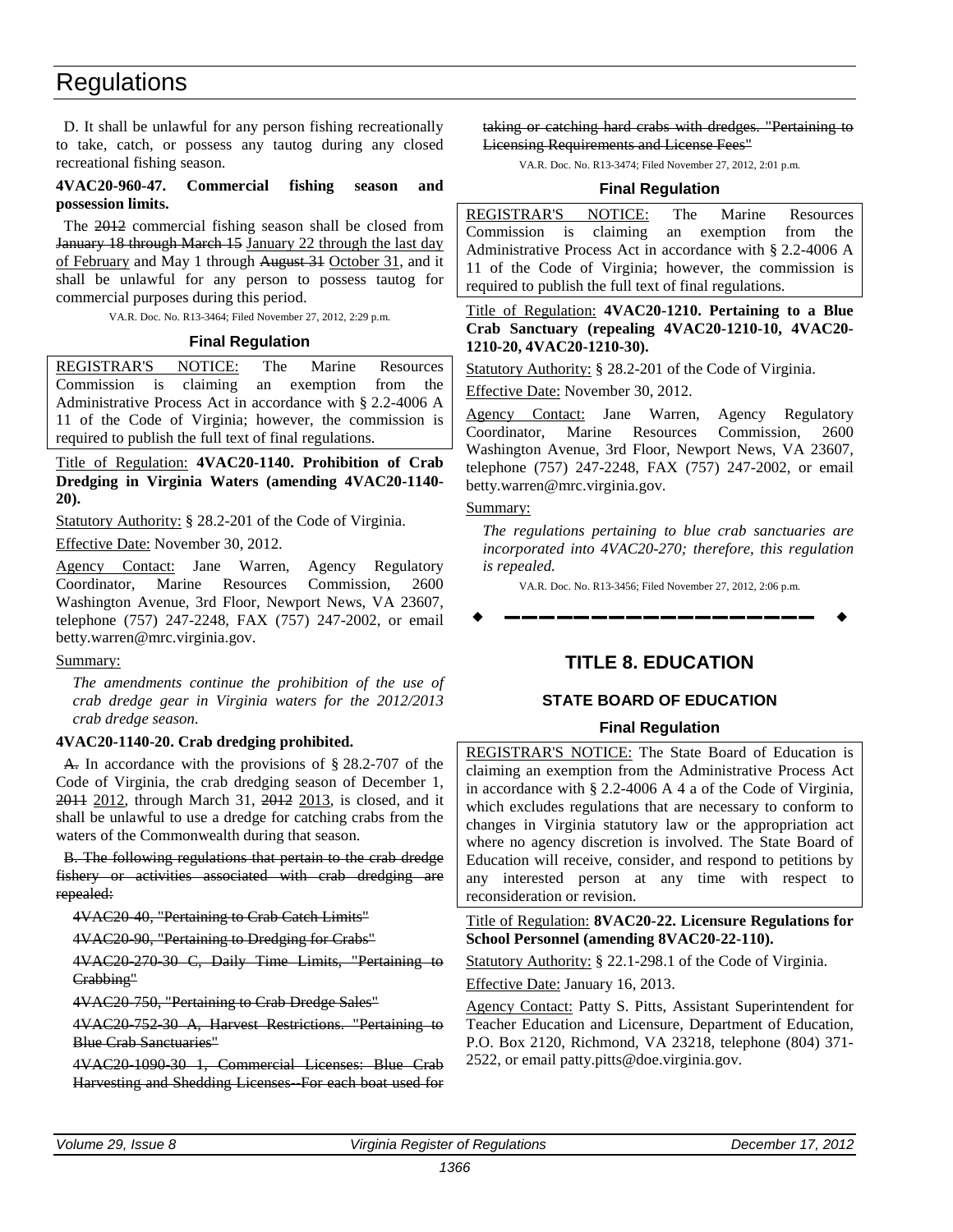D. It shall be unlawful for any person fishing recreationally to take, catch, or possess any tautog during any closed recreational fishing season.

**4VAC20-960-47. Commercial fishing season and possession limits.**

The ~~2012~~ commercial fishing season shall be closed from ~~January 18 through March 15~~ January 22 through the last day of February and May 1 through ~~August 31~~ October 31, and it shall be unlawful for any person to possess tautog for commercial purposes during this period.

VA.R. Doc. No. R13-3464; Filed November 27, 2012, 2:29 p.m.

### Final Regulation

REGISTRAR'S NOTICE: The Marine Resources Commission is claiming an exemption from the Administrative Process Act in accordance with § 2.2-4006 A 11 of the Code of Virginia; however, the commission is required to publish the full text of final regulations.

Title of Regulation: **4VAC20-1140. Prohibition of Crab Dredging in Virginia Waters (amending 4VAC20-1140-20).**

Statutory Authority: § 28.2-201 of the Code of Virginia.

Effective Date: November 30, 2012.

Agency Contact: Jane Warren, Agency Regulatory Coordinator, Marine Resources Commission, 2600 Washington Avenue, 3rd Floor, Newport News, VA 23607, telephone (757) 247-2248, FAX (757) 247-2002, or email betty.warren@mrc.virginia.gov.

Summary:

*The amendments continue the prohibition of the use of crab dredge gear in Virginia waters for the 2012/2013 crab dredge season.*

**4VAC20-1140-20. Crab dredging prohibited.**

~~A.~~ In accordance with the provisions of § 28.2-707 of the Code of Virginia, the crab dredging season of December 1, ~~2011~~ 2012, through March 31, ~~2012~~ 2013, is closed, and it shall be unlawful to use a dredge for catching crabs from the waters of the Commonwealth during that season.

~~B. The following regulations that pertain to the crab dredge fishery or activities associated with crab dredging are repealed:~~

~~4VAC20-40, "Pertaining to Crab Catch Limits"~~

~~4VAC20-90, "Pertaining to Dredging for Crabs"~~

~~4VAC20-270-30 C, Daily Time Limits, "Pertaining to Crabbing"~~

~~4VAC20-750, "Pertaining to Crab Dredge Sales"~~

~~4VAC20-752-30 A, Harvest Restrictions. "Pertaining to Blue Crab Sanctuaries"~~

~~4VAC20-1090-30 1, Commercial Licenses: Blue Crab Harvesting and Shedding Licenses--For each boat used for taking or catching hard crabs with dredges. "Pertaining to Licensing Requirements and License Fees"~~

VA.R. Doc. No. R13-3474; Filed November 27, 2012, 2:01 p.m.

### Final Regulation

REGISTRAR'S NOTICE: The Marine Resources Commission is claiming an exemption from the Administrative Process Act in accordance with § 2.2-4006 A 11 of the Code of Virginia; however, the commission is required to publish the full text of final regulations.

Title of Regulation: **4VAC20-1210. Pertaining to a Blue Crab Sanctuary (repealing 4VAC20-1210-10, 4VAC20-1210-20, 4VAC20-1210-30).**

Statutory Authority: § 28.2-201 of the Code of Virginia.

Effective Date: November 30, 2012.

Agency Contact: Jane Warren, Agency Regulatory Coordinator, Marine Resources Commission, 2600 Washington Avenue, 3rd Floor, Newport News, VA 23607, telephone (757) 247-2248, FAX (757) 247-2002, or email betty.warren@mrc.virginia.gov.

Summary:

*The regulations pertaining to blue crab sanctuaries are incorporated into 4VAC20-270; therefore, this regulation is repealed.*

VA.R. Doc. No. R13-3456; Filed November 27, 2012, 2:06 p.m.

---

# TITLE 8. EDUCATION

## STATE BOARD OF EDUCATION

### Final Regulation

REGISTRAR'S NOTICE: The State Board of Education is claiming an exemption from the Administrative Process Act in accordance with § 2.2-4006 A 4 a of the Code of Virginia, which excludes regulations that are necessary to conform to changes in Virginia statutory law or the appropriation act where no agency discretion is involved. The State Board of Education will receive, consider, and respond to petitions by any interested person at any time with respect to reconsideration or revision.

Title of Regulation: **8VAC20-22. Licensure Regulations for School Personnel (amending 8VAC20-22-110).**

Statutory Authority: § 22.1-298.1 of the Code of Virginia.

Effective Date: January 16, 2013.

Agency Contact: Patty S. Pitts, Assistant Superintendent for Teacher Education and Licensure, Department of Education, P.O. Box 2120, Richmond, VA 23218, telephone (804) 371-2522, or email patty.pitts@doe.virginia.gov.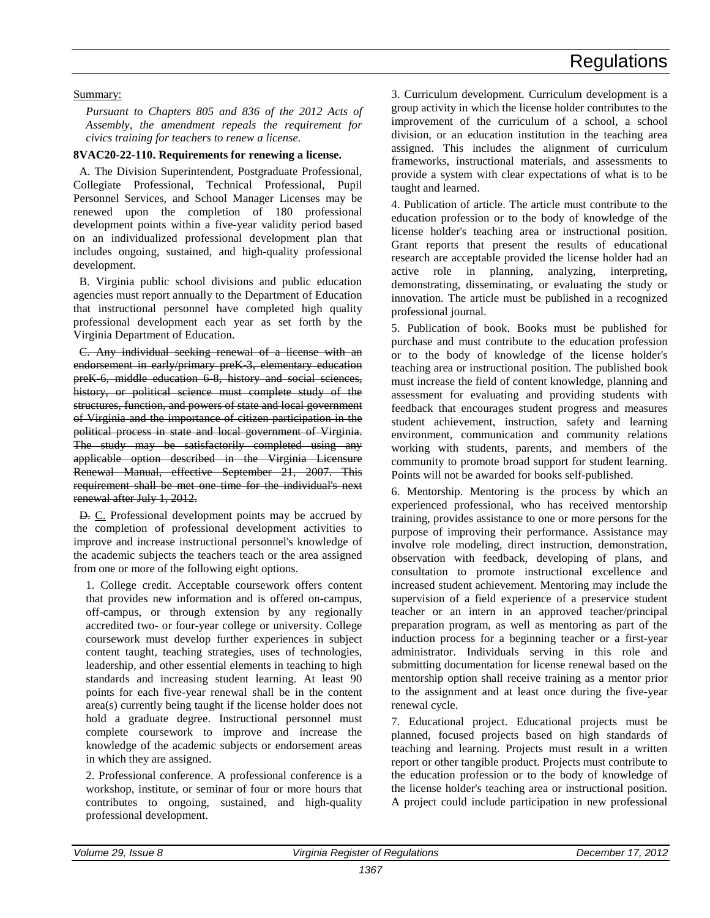Summary:

*Pursuant to Chapters 805 and 836 of the 2012 Acts of Assembly, the amendment repeals the requirement for civics training for teachers to renew a license.*

**8VAC20-22-110. Requirements for renewing a license.**

A. The Division Superintendent, Postgraduate Professional, Collegiate Professional, Technical Professional, Pupil Personnel Services, and School Manager Licenses may be renewed upon the completion of 180 professional development points within a five-year validity period based on an individualized professional development plan that includes ongoing, sustained, and high-quality professional development.

B. Virginia public school divisions and public education agencies must report annually to the Department of Education that instructional personnel have completed high quality professional development each year as set forth by the Virginia Department of Education.

~~C. Any individual seeking renewal of a license with an endorsement in early/primary preK-3, elementary education preK-6, middle education 6-8, history and social sciences, history, or political science must complete study of the structures, function, and powers of state and local government of Virginia and the importance of citizen participation in the political process in state and local government of Virginia. The study may be satisfactorily completed using any applicable option described in the Virginia Licensure Renewal Manual, effective September 21, 2007. This requirement shall be met one time for the individual's next renewal after July 1, 2012.~~

~~D.~~ C. Professional development points may be accrued by the completion of professional development activities to improve and increase instructional personnel's knowledge of the academic subjects the teachers teach or the area assigned from one or more of the following eight options.

1. College credit. Acceptable coursework offers content that provides new information and is offered on-campus, off-campus, or through extension by any regionally accredited two- or four-year college or university. College coursework must develop further experiences in subject content taught, teaching strategies, uses of technologies, leadership, and other essential elements in teaching to high standards and increasing student learning. At least 90 points for each five-year renewal shall be in the content area(s) currently being taught if the license holder does not hold a graduate degree. Instructional personnel must complete coursework to improve and increase the knowledge of the academic subjects or endorsement areas in which they are assigned.

2. Professional conference. A professional conference is a workshop, institute, or seminar of four or more hours that contributes to ongoing, sustained, and high-quality professional development.

3. Curriculum development. Curriculum development is a group activity in which the license holder contributes to the improvement of the curriculum of a school, a school division, or an education institution in the teaching area assigned. This includes the alignment of curriculum frameworks, instructional materials, and assessments to provide a system with clear expectations of what is to be taught and learned.

4. Publication of article. The article must contribute to the education profession or to the body of knowledge of the license holder's teaching area or instructional position. Grant reports that present the results of educational research are acceptable provided the license holder had an active role in planning, analyzing, interpreting, demonstrating, disseminating, or evaluating the study or innovation. The article must be published in a recognized professional journal.

5. Publication of book. Books must be published for purchase and must contribute to the education profession or to the body of knowledge of the license holder's teaching area or instructional position. The published book must increase the field of content knowledge, planning and assessment for evaluating and providing students with feedback that encourages student progress and measures student achievement, instruction, safety and learning environment, communication and community relations working with students, parents, and members of the community to promote broad support for student learning. Points will not be awarded for books self-published.

6. Mentorship. Mentoring is the process by which an experienced professional, who has received mentorship training, provides assistance to one or more persons for the purpose of improving their performance. Assistance may involve role modeling, direct instruction, demonstration, observation with feedback, developing of plans, and consultation to promote instructional excellence and increased student achievement. Mentoring may include the supervision of a field experience of a preservice student teacher or an intern in an approved teacher/principal preparation program, as well as mentoring as part of the induction process for a beginning teacher or a first-year administrator. Individuals serving in this role and submitting documentation for license renewal based on the mentorship option shall receive training as a mentor prior to the assignment and at least once during the five-year renewal cycle.

7. Educational project. Educational projects must be planned, focused projects based on high standards of teaching and learning. Projects must result in a written report or other tangible product. Projects must contribute to the education profession or to the body of knowledge of the license holder's teaching area or instructional position. A project could include participation in new professional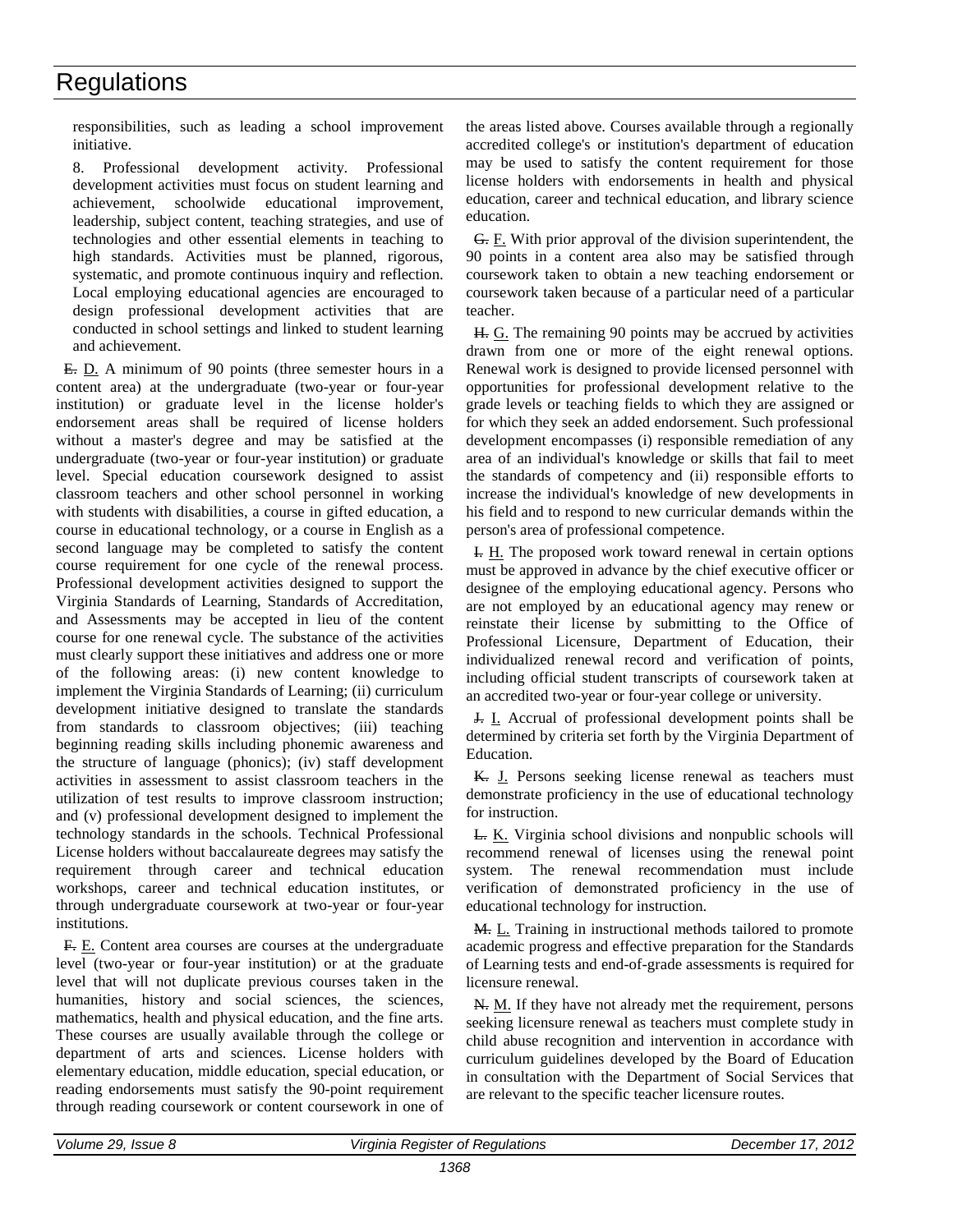responsibilities, such as leading a school improvement initiative.

8. Professional development activity. Professional development activities must focus on student learning and achievement, schoolwide educational improvement, leadership, subject content, teaching strategies, and use of technologies and other essential elements in teaching to high standards. Activities must be planned, rigorous, systematic, and promote continuous inquiry and reflection. Local employing educational agencies are encouraged to design professional development activities that are conducted in school settings and linked to student learning and achievement.

~~E.~~ D. A minimum of 90 points (three semester hours in a content area) at the undergraduate (two-year or four-year institution) or graduate level in the license holder's endorsement areas shall be required of license holders without a master's degree and may be satisfied at the undergraduate (two-year or four-year institution) or graduate level. Special education coursework designed to assist classroom teachers and other school personnel in working with students with disabilities, a course in gifted education, a course in educational technology, or a course in English as a second language may be completed to satisfy the content course requirement for one cycle of the renewal process. Professional development activities designed to support the Virginia Standards of Learning, Standards of Accreditation, and Assessments may be accepted in lieu of the content course for one renewal cycle. The substance of the activities must clearly support these initiatives and address one or more of the following areas: (i) new content knowledge to implement the Virginia Standards of Learning; (ii) curriculum development initiative designed to translate the standards from standards to classroom objectives; (iii) teaching beginning reading skills including phonemic awareness and the structure of language (phonics); (iv) staff development activities in assessment to assist classroom teachers in the utilization of test results to improve classroom instruction; and (v) professional development designed to implement the technology standards in the schools. Technical Professional License holders without baccalaureate degrees may satisfy the requirement through career and technical education workshops, career and technical education institutes, or through undergraduate coursework at two-year or four-year institutions.

~~F.~~ E. Content area courses are courses at the undergraduate level (two-year or four-year institution) or at the graduate level that will not duplicate previous courses taken in the humanities, history and social sciences, the sciences, mathematics, health and physical education, and the fine arts. These courses are usually available through the college or department of arts and sciences. License holders with elementary education, middle education, special education, or reading endorsements must satisfy the 90-point requirement through reading coursework or content coursework in one of the areas listed above. Courses available through a regionally accredited college's or institution's department of education may be used to satisfy the content requirement for those license holders with endorsements in health and physical education, career and technical education, and library science education.

~~G.~~ F. With prior approval of the division superintendent, the 90 points in a content area also may be satisfied through coursework taken to obtain a new teaching endorsement or coursework taken because of a particular need of a particular teacher.

~~H.~~ G. The remaining 90 points may be accrued by activities drawn from one or more of the eight renewal options. Renewal work is designed to provide licensed personnel with opportunities for professional development relative to the grade levels or teaching fields to which they are assigned or for which they seek an added endorsement. Such professional development encompasses (i) responsible remediation of any area of an individual's knowledge or skills that fail to meet the standards of competency and (ii) responsible efforts to increase the individual's knowledge of new developments in his field and to respond to new curricular demands within the person's area of professional competence.

~~I.~~ H. The proposed work toward renewal in certain options must be approved in advance by the chief executive officer or designee of the employing educational agency. Persons who are not employed by an educational agency may renew or reinstate their license by submitting to the Office of Professional Licensure, Department of Education, their individualized renewal record and verification of points, including official student transcripts of coursework taken at an accredited two-year or four-year college or university.

~~J.~~ I. Accrual of professional development points shall be determined by criteria set forth by the Virginia Department of Education.

~~K.~~ J. Persons seeking license renewal as teachers must demonstrate proficiency in the use of educational technology for instruction.

~~L.~~ K. Virginia school divisions and nonpublic schools will recommend renewal of licenses using the renewal point system. The renewal recommendation must include verification of demonstrated proficiency in the use of educational technology for instruction.

~~M.~~ L. Training in instructional methods tailored to promote academic progress and effective preparation for the Standards of Learning tests and end-of-grade assessments is required for licensure renewal.

~~N.~~ M. If they have not already met the requirement, persons seeking licensure renewal as teachers must complete study in child abuse recognition and intervention in accordance with curriculum guidelines developed by the Board of Education in consultation with the Department of Social Services that are relevant to the specific teacher licensure routes.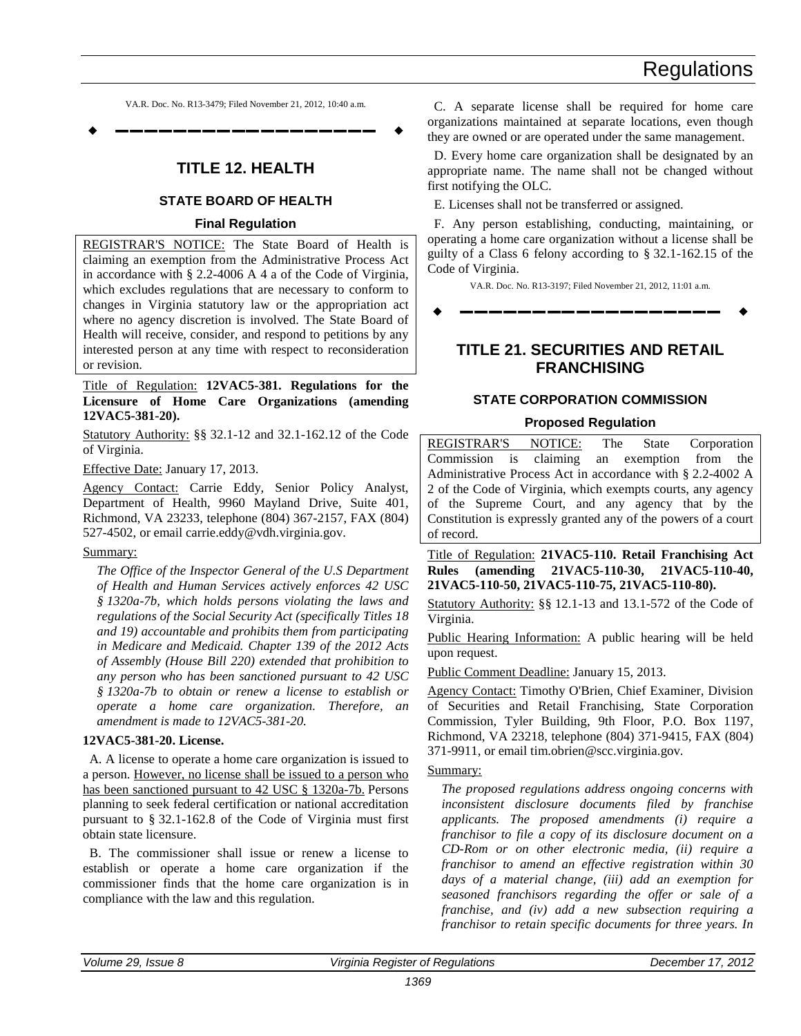VA.R. Doc. No. R13-3479; Filed November 21, 2012, 10:40 a.m.

---

# TITLE 12. HEALTH

## STATE BOARD OF HEALTH

### Final Regulation

REGISTRAR'S NOTICE: The State Board of Health is claiming an exemption from the Administrative Process Act in accordance with § 2.2-4006 A 4 a of the Code of Virginia, which excludes regulations that are necessary to conform to changes in Virginia statutory law or the appropriation act where no agency discretion is involved. The State Board of Health will receive, consider, and respond to petitions by any interested person at any time with respect to reconsideration or revision.

Title of Regulation: **12VAC5-381. Regulations for the Licensure of Home Care Organizations (amending 12VAC5-381-20).**

Statutory Authority: §§ 32.1-12 and 32.1-162.12 of the Code of Virginia.

Effective Date: January 17, 2013.

Agency Contact: Carrie Eddy, Senior Policy Analyst, Department of Health, 9960 Mayland Drive, Suite 401, Richmond, VA 23233, telephone (804) 367-2157, FAX (804) 527-4502, or email carrie.eddy@vdh.virginia.gov.

Summary:

*The Office of the Inspector General of the U.S Department of Health and Human Services actively enforces 42 USC § 1320a-7b, which holds persons violating the laws and regulations of the Social Security Act (specifically Titles 18 and 19) accountable and prohibits them from participating in Medicare and Medicaid. Chapter 139 of the 2012 Acts of Assembly (House Bill 220) extended that prohibition to any person who has been sanctioned pursuant to 42 USC § 1320a-7b to obtain or renew a license to establish or operate a home care organization. Therefore, an amendment is made to 12VAC5-381-20.*

**12VAC5-381-20. License.**

A. A license to operate a home care organization is issued to a person. However, no license shall be issued to a person who has been sanctioned pursuant to 42 USC § 1320a-7b. Persons planning to seek federal certification or national accreditation pursuant to § 32.1-162.8 of the Code of Virginia must first obtain state licensure.

B. The commissioner shall issue or renew a license to establish or operate a home care organization if the commissioner finds that the home care organization is in compliance with the law and this regulation.

C. A separate license shall be required for home care organizations maintained at separate locations, even though they are owned or are operated under the same management.

D. Every home care organization shall be designated by an appropriate name. The name shall not be changed without first notifying the OLC.

E. Licenses shall not be transferred or assigned.

F. Any person establishing, conducting, maintaining, or operating a home care organization without a license shall be guilty of a Class 6 felony according to § 32.1-162.15 of the Code of Virginia.

VA.R. Doc. No. R13-3197; Filed November 21, 2012, 11:01 a.m.

---

# TITLE 21. SECURITIES AND RETAIL FRANCHISING

## STATE CORPORATION COMMISSION

### Proposed Regulation

REGISTRAR'S NOTICE: The State Corporation Commission is claiming an exemption from the Administrative Process Act in accordance with § 2.2-4002 A 2 of the Code of Virginia, which exempts courts, any agency of the Supreme Court, and any agency that by the Constitution is expressly granted any of the powers of a court of record.

Title of Regulation: **21VAC5-110. Retail Franchising Act Rules (amending 21VAC5-110-30, 21VAC5-110-40, 21VAC5-110-50, 21VAC5-110-75, 21VAC5-110-80).**

Statutory Authority: §§ 12.1-13 and 13.1-572 of the Code of Virginia.

Public Hearing Information: A public hearing will be held upon request.

Public Comment Deadline: January 15, 2013.

Agency Contact: Timothy O'Brien, Chief Examiner, Division of Securities and Retail Franchising, State Corporation Commission, Tyler Building, 9th Floor, P.O. Box 1197, Richmond, VA 23218, telephone (804) 371-9415, FAX (804) 371-9911, or email tim.obrien@scc.virginia.gov.

Summary:

*The proposed regulations address ongoing concerns with inconsistent disclosure documents filed by franchise applicants. The proposed amendments (i) require a franchisor to file a copy of its disclosure document on a CD-Rom or on other electronic media, (ii) require a franchisor to amend an effective registration within 30 days of a material change, (iii) add an exemption for seasoned franchisors regarding the offer or sale of a franchise, and (iv) add a new subsection requiring a franchisor to retain specific documents for three years. In*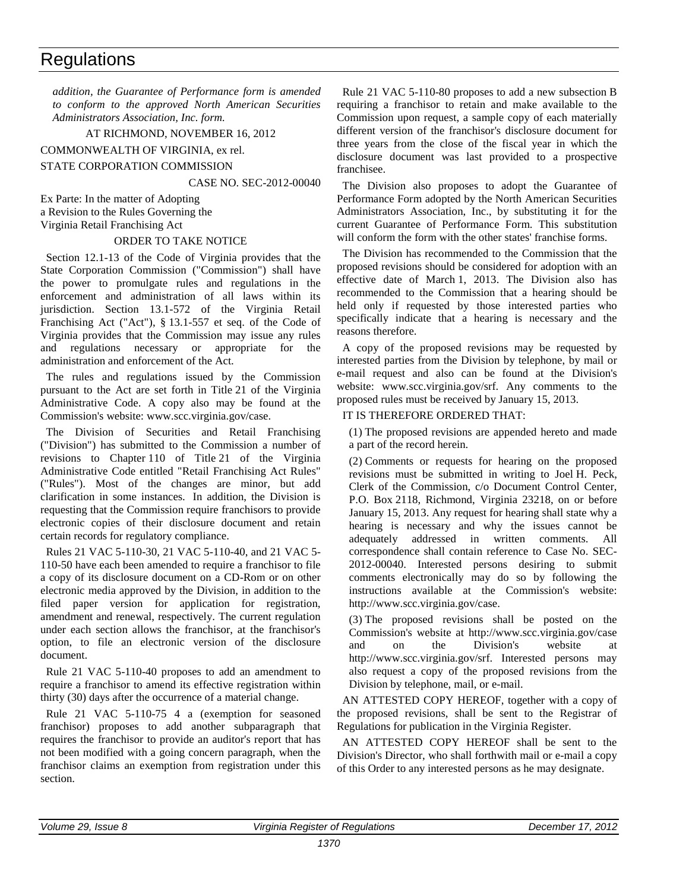*addition, the Guarantee of Performance form is amended to conform to the approved North American Securities Administrators Association, Inc. form.*

AT RICHMOND, NOVEMBER 16, 2012

COMMONWEALTH OF VIRGINIA, ex rel.

STATE CORPORATION COMMISSION

CASE NO. SEC-2012-00040

Ex Parte: In the matter of Adopting
a Revision to the Rules Governing the
Virginia Retail Franchising Act

ORDER TO TAKE NOTICE

Section 12.1-13 of the Code of Virginia provides that the State Corporation Commission ("Commission") shall have the power to promulgate rules and regulations in the enforcement and administration of all laws within its jurisdiction. Section 13.1-572 of the Virginia Retail Franchising Act ("Act"), § 13.1-557 et seq. of the Code of Virginia provides that the Commission may issue any rules and regulations necessary or appropriate for the administration and enforcement of the Act.

The rules and regulations issued by the Commission pursuant to the Act are set forth in Title 21 of the Virginia Administrative Code. A copy also may be found at the Commission's website: www.scc.virginia.gov/case.

The Division of Securities and Retail Franchising ("Division") has submitted to the Commission a number of revisions to Chapter 110 of Title 21 of the Virginia Administrative Code entitled "Retail Franchising Act Rules" ("Rules"). Most of the changes are minor, but add clarification in some instances. In addition, the Division is requesting that the Commission require franchisors to provide electronic copies of their disclosure document and retain certain records for regulatory compliance.

Rules 21 VAC 5-110-30, 21 VAC 5-110-40, and 21 VAC 5-110-50 have each been amended to require a franchisor to file a copy of its disclosure document on a CD-Rom or on other electronic media approved by the Division, in addition to the filed paper version for application for registration, amendment and renewal, respectively. The current regulation under each section allows the franchisor, at the franchisor's option, to file an electronic version of the disclosure document.

Rule 21 VAC 5-110-40 proposes to add an amendment to require a franchisor to amend its effective registration within thirty (30) days after the occurrence of a material change.

Rule 21 VAC 5-110-75 4 a (exemption for seasoned franchisor) proposes to add another subparagraph that requires the franchisor to provide an auditor's report that has not been modified with a going concern paragraph, when the franchisor claims an exemption from registration under this section.

Rule 21 VAC 5-110-80 proposes to add a new subsection B requiring a franchisor to retain and make available to the Commission upon request, a sample copy of each materially different version of the franchisor's disclosure document for three years from the close of the fiscal year in which the disclosure document was last provided to a prospective franchisee.

The Division also proposes to adopt the Guarantee of Performance Form adopted by the North American Securities Administrators Association, Inc., by substituting it for the current Guarantee of Performance Form. This substitution will conform the form with the other states' franchise forms.

The Division has recommended to the Commission that the proposed revisions should be considered for adoption with an effective date of March 1, 2013. The Division also has recommended to the Commission that a hearing should be held only if requested by those interested parties who specifically indicate that a hearing is necessary and the reasons therefore.

A copy of the proposed revisions may be requested by interested parties from the Division by telephone, by mail or e-mail request and also can be found at the Division's website: www.scc.virginia.gov/srf. Any comments to the proposed rules must be received by January 15, 2013.

IT IS THEREFORE ORDERED THAT:

(1) The proposed revisions are appended hereto and made a part of the record herein.

(2) Comments or requests for hearing on the proposed revisions must be submitted in writing to Joel H. Peck, Clerk of the Commission, c/o Document Control Center, P.O. Box 2118, Richmond, Virginia 23218, on or before January 15, 2013. Any request for hearing shall state why a hearing is necessary and why the issues cannot be adequately addressed in written comments. All correspondence shall contain reference to Case No. SEC-2012-00040. Interested persons desiring to submit comments electronically may do so by following the instructions available at the Commission's website: http://www.scc.virginia.gov/case.

(3) The proposed revisions shall be posted on the Commission's website at http://www.scc.virginia.gov/case and on the Division's website at http://www.scc.virginia.gov/srf. Interested persons may also request a copy of the proposed revisions from the Division by telephone, mail, or e-mail.

AN ATTESTED COPY HEREOF, together with a copy of the proposed revisions, shall be sent to the Registrar of Regulations for publication in the Virginia Register.

AN ATTESTED COPY HEREOF shall be sent to the Division's Director, who shall forthwith mail or e-mail a copy of this Order to any interested persons as he may designate.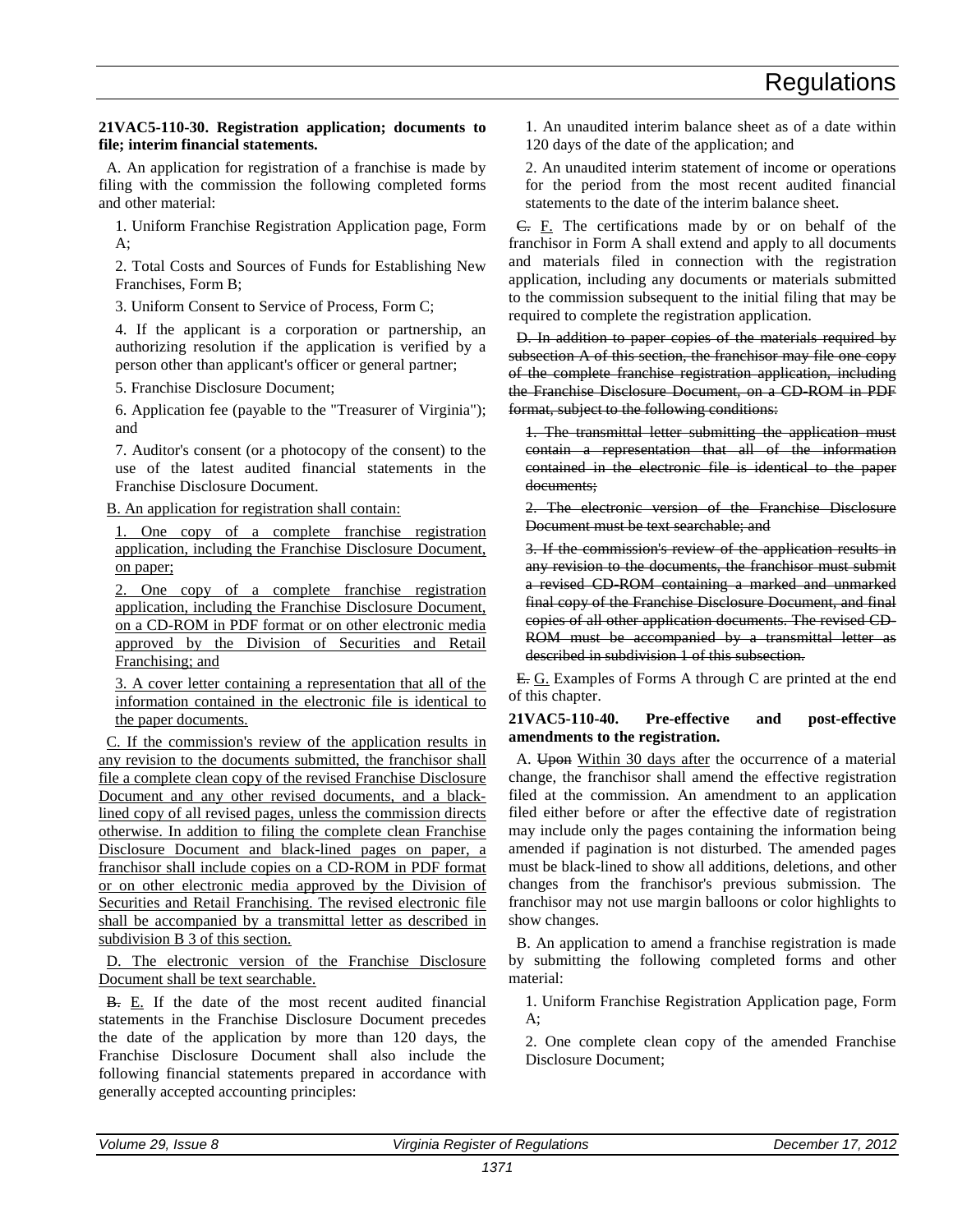**21VAC5-110-30. Registration application; documents to file; interim financial statements.**

A. An application for registration of a franchise is made by filing with the commission the following completed forms and other material:

1. Uniform Franchise Registration Application page, Form A;

2. Total Costs and Sources of Funds for Establishing New Franchises, Form B;

3. Uniform Consent to Service of Process, Form C;

4. If the applicant is a corporation or partnership, an authorizing resolution if the application is verified by a person other than applicant's officer or general partner;

5. Franchise Disclosure Document;

6. Application fee (payable to the "Treasurer of Virginia"); and

7. Auditor's consent (or a photocopy of the consent) to the use of the latest audited financial statements in the Franchise Disclosure Document.

<u>B. An application for registration shall contain:</u>

<u>1. One copy of a complete franchise registration application, including the Franchise Disclosure Document, on paper;</u>

<u>2. One copy of a complete franchise registration application, including the Franchise Disclosure Document, on a CD-ROM in PDF format or on other electronic media approved by the Division of Securities and Retail Franchising; and</u>

<u>3. A cover letter containing a representation that all of the information contained in the electronic file is identical to the paper documents.</u>

<u>C. If the commission's review of the application results in any revision to the documents submitted, the franchisor shall file a complete clean copy of the revised Franchise Disclosure Document and any other revised documents, and a black-lined copy of all revised pages, unless the commission directs otherwise. In addition to filing the complete clean Franchise Disclosure Document and black-lined pages on paper, a franchisor shall include copies on a CD-ROM in PDF format or on other electronic media approved by the Division of Securities and Retail Franchising. The revised electronic file shall be accompanied by a transmittal letter as described in subdivision B 3 of this section.</u>

<u>D. The electronic version of the Franchise Disclosure Document shall be text searchable.</u>

~~B.~~ <u>E.</u> If the date of the most recent audited financial statements in the Franchise Disclosure Document precedes the date of the application by more than 120 days, the Franchise Disclosure Document shall also include the following financial statements prepared in accordance with generally accepted accounting principles:

1. An unaudited interim balance sheet as of a date within 120 days of the date of the application; and

2. An unaudited interim statement of income or operations for the period from the most recent audited financial statements to the date of the interim balance sheet.

~~C.~~ <u>F.</u> The certifications made by or on behalf of the franchisor in Form A shall extend and apply to all documents and materials filed in connection with the registration application, including any documents or materials submitted to the commission subsequent to the initial filing that may be required to complete the registration application.

~~D. In addition to paper copies of the materials required by subsection A of this section, the franchisor may file one copy of the complete franchise registration application, including the Franchise Disclosure Document, on a CD-ROM in PDF format, subject to the following conditions:~~

~~1. The transmittal letter submitting the application must contain a representation that all of the information contained in the electronic file is identical to the paper documents;~~

~~2. The electronic version of the Franchise Disclosure Document must be text searchable; and~~

~~3. If the commission's review of the application results in any revision to the documents, the franchisor must submit a revised CD-ROM containing a marked and unmarked final copy of the Franchise Disclosure Document, and final copies of all other application documents. The revised CD-ROM must be accompanied by a transmittal letter as described in subdivision 1 of this subsection.~~

~~E.~~ <u>G.</u> Examples of Forms A through C are printed at the end of this chapter.

**21VAC5-110-40. Pre-effective and post-effective amendments to the registration.**

A. ~~Upon~~ <u>Within 30 days after</u> the occurrence of a material change, the franchisor shall amend the effective registration filed at the commission. An amendment to an application filed either before or after the effective date of registration may include only the pages containing the information being amended if pagination is not disturbed. The amended pages must be black-lined to show all additions, deletions, and other changes from the franchisor's previous submission. The franchisor may not use margin balloons or color highlights to show changes.

B. An application to amend a franchise registration is made by submitting the following completed forms and other material:

1. Uniform Franchise Registration Application page, Form A;

2. One complete clean copy of the amended Franchise Disclosure Document;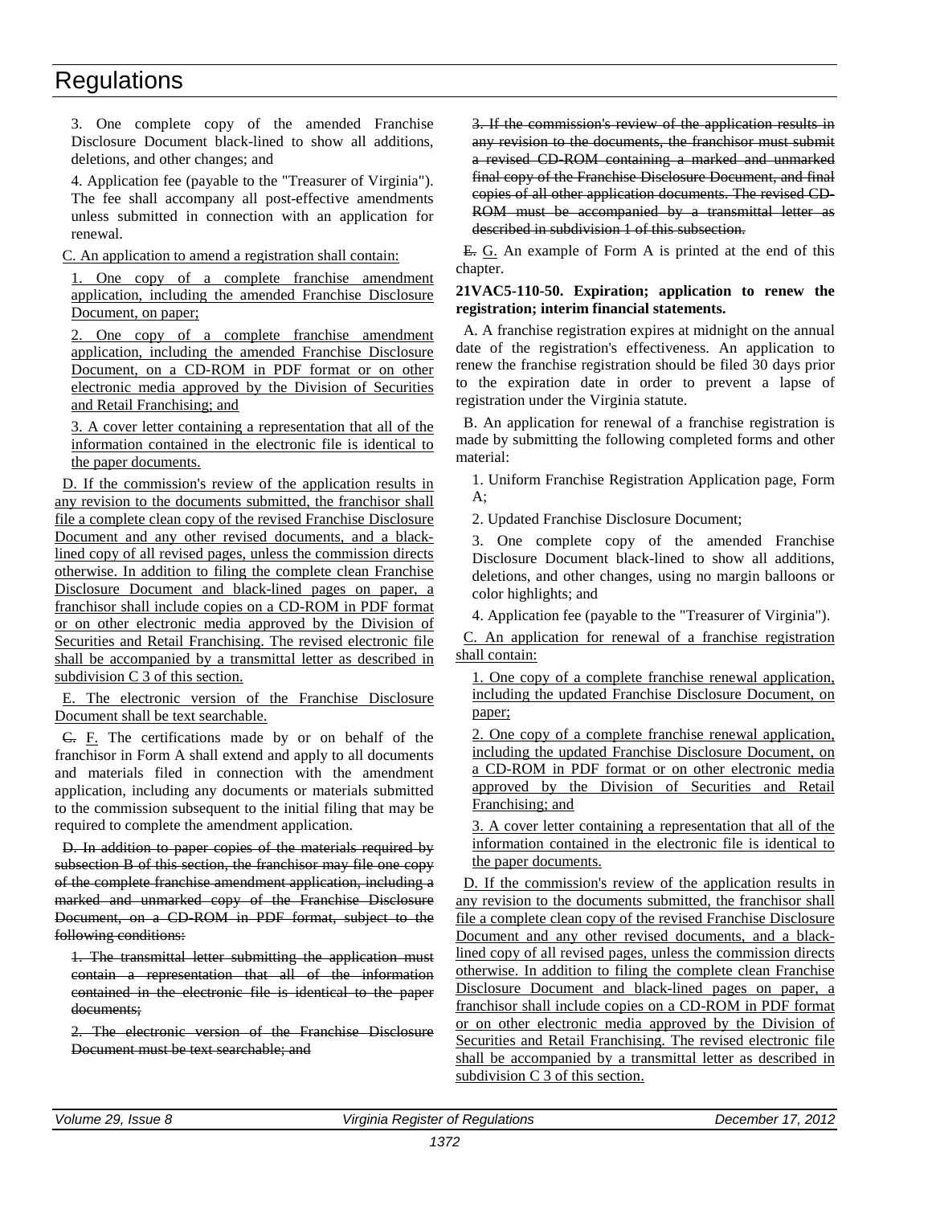3. One complete copy of the amended Franchise Disclosure Document black-lined to show all additions, deletions, and other changes; and

4. Application fee (payable to the "Treasurer of Virginia"). The fee shall accompany all post-effective amendments unless submitted in connection with an application for renewal.

C. An application to amend a registration shall contain:

1. One copy of a complete franchise amendment application, including the amended Franchise Disclosure Document, on paper;

2. One copy of a complete franchise amendment application, including the amended Franchise Disclosure Document, on a CD-ROM in PDF format or on other electronic media approved by the Division of Securities and Retail Franchising; and

3. A cover letter containing a representation that all of the information contained in the electronic file is identical to the paper documents.

D. If the commission's review of the application results in any revision to the documents submitted, the franchisor shall file a complete clean copy of the revised Franchise Disclosure Document and any other revised documents, and a black-lined copy of all revised pages, unless the commission directs otherwise. In addition to filing the complete clean Franchise Disclosure Document and black-lined pages on paper, a franchisor shall include copies on a CD-ROM in PDF format or on other electronic media approved by the Division of Securities and Retail Franchising. The revised electronic file shall be accompanied by a transmittal letter as described in subdivision C 3 of this section.

E. The electronic version of the Franchise Disclosure Document shall be text searchable.

~~C.~~ F. The certifications made by or on behalf of the franchisor in Form A shall extend and apply to all documents and materials filed in connection with the amendment application, including any documents or materials submitted to the commission subsequent to the initial filing that may be required to complete the amendment application.

~~D. In addition to paper copies of the materials required by subsection B of this section, the franchisor may file one copy of the complete franchise amendment application, including a marked and unmarked copy of the Franchise Disclosure Document, on a CD-ROM in PDF format, subject to the following conditions:~~

~~1. The transmittal letter submitting the application must contain a representation that all of the information contained in the electronic file is identical to the paper documents;~~

~~2. The electronic version of the Franchise Disclosure Document must be text searchable; and~~

~~3. If the commission's review of the application results in any revision to the documents, the franchisor must submit a revised CD-ROM containing a marked and unmarked final copy of the Franchise Disclosure Document, and final copies of all other application documents. The revised CD-ROM must be accompanied by a transmittal letter as described in subdivision 1 of this subsection.~~

~~E.~~ G. An example of Form A is printed at the end of this chapter.

**21VAC5-110-50. Expiration; application to renew the registration; interim financial statements.**

A. A franchise registration expires at midnight on the annual date of the registration's effectiveness. An application to renew the franchise registration should be filed 30 days prior to the expiration date in order to prevent a lapse of registration under the Virginia statute.

B. An application for renewal of a franchise registration is made by submitting the following completed forms and other material:

1. Uniform Franchise Registration Application page, Form A;

2. Updated Franchise Disclosure Document;

3. One complete copy of the amended Franchise Disclosure Document black-lined to show all additions, deletions, and other changes, using no margin balloons or color highlights; and

4. Application fee (payable to the "Treasurer of Virginia").

C. An application for renewal of a franchise registration shall contain:

1. One copy of a complete franchise renewal application, including the updated Franchise Disclosure Document, on paper;

2. One copy of a complete franchise renewal application, including the updated Franchise Disclosure Document, on a CD-ROM in PDF format or on other electronic media approved by the Division of Securities and Retail Franchising; and

3. A cover letter containing a representation that all of the information contained in the electronic file is identical to the paper documents.

D. If the commission's review of the application results in any revision to the documents submitted, the franchisor shall file a complete clean copy of the revised Franchise Disclosure Document and any other revised documents, and a black-lined copy of all revised pages, unless the commission directs otherwise. In addition to filing the complete clean Franchise Disclosure Document and black-lined pages on paper, a franchisor shall include copies on a CD-ROM in PDF format or on other electronic media approved by the Division of Securities and Retail Franchising. The revised electronic file shall be accompanied by a transmittal letter as described in subdivision C 3 of this section.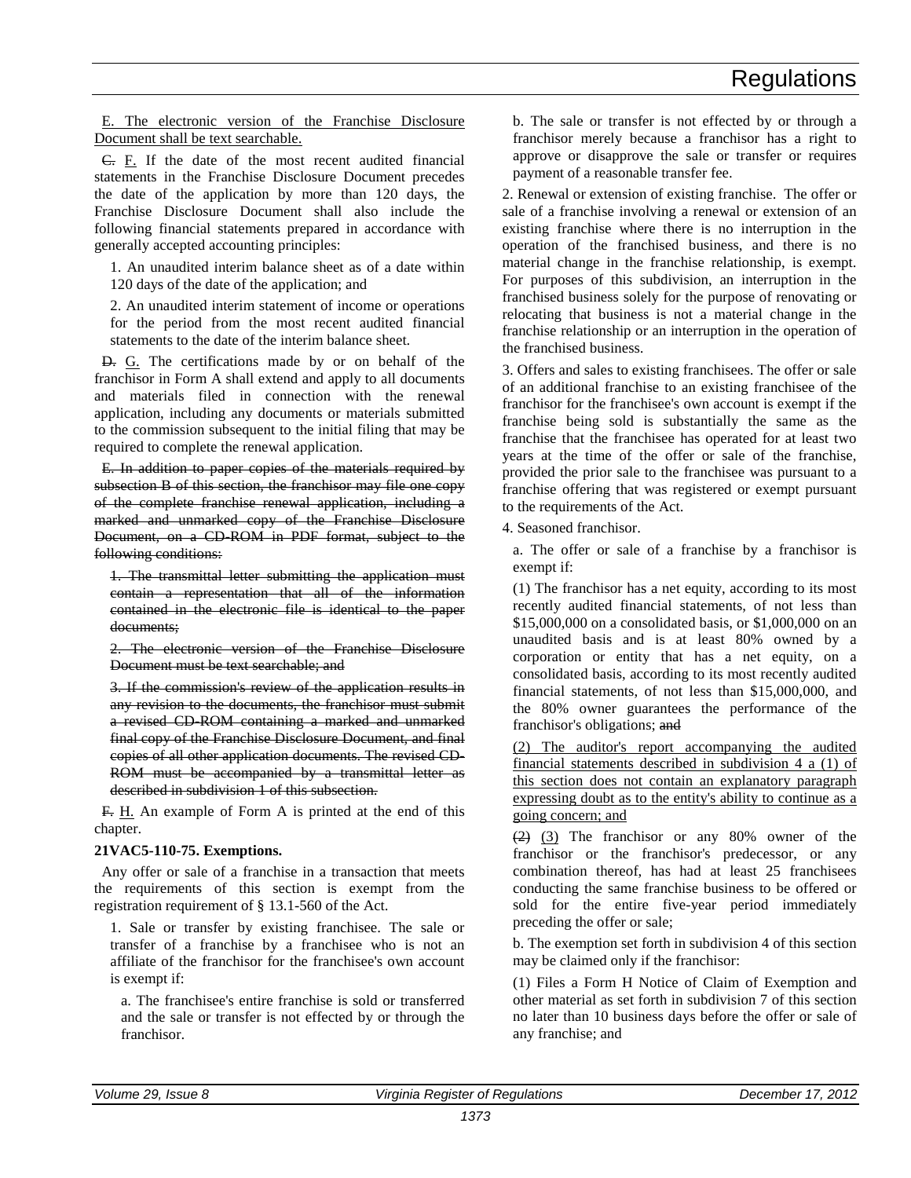E. The electronic version of the Franchise Disclosure Document shall be text searchable.

~~C.~~ F. If the date of the most recent audited financial statements in the Franchise Disclosure Document precedes the date of the application by more than 120 days, the Franchise Disclosure Document shall also include the following financial statements prepared in accordance with generally accepted accounting principles:

1. An unaudited interim balance sheet as of a date within 120 days of the date of the application; and

2. An unaudited interim statement of income or operations for the period from the most recent audited financial statements to the date of the interim balance sheet.

~~D.~~ G. The certifications made by or on behalf of the franchisor in Form A shall extend and apply to all documents and materials filed in connection with the renewal application, including any documents or materials submitted to the commission subsequent to the initial filing that may be required to complete the renewal application.

~~E. In addition to paper copies of the materials required by subsection B of this section, the franchisor may file one copy of the complete franchise renewal application, including a marked and unmarked copy of the Franchise Disclosure Document, on a CD-ROM in PDF format, subject to the following conditions:~~

~~1. The transmittal letter submitting the application must contain a representation that all of the information contained in the electronic file is identical to the paper documents;~~

~~2. The electronic version of the Franchise Disclosure Document must be text searchable; and~~

~~3. If the commission's review of the application results in any revision to the documents, the franchisor must submit a revised CD-ROM containing a marked and unmarked final copy of the Franchise Disclosure Document, and final copies of all other application documents. The revised CD-ROM must be accompanied by a transmittal letter as described in subdivision 1 of this subsection.~~

~~F.~~ H. An example of Form A is printed at the end of this chapter.

**21VAC5-110-75. Exemptions.**

Any offer or sale of a franchise in a transaction that meets the requirements of this section is exempt from the registration requirement of § 13.1-560 of the Act.

1. Sale or transfer by existing franchisee. The sale or transfer of a franchise by a franchisee who is not an affiliate of the franchisor for the franchisee's own account is exempt if:

a. The franchisee's entire franchise is sold or transferred and the sale or transfer is not effected by or through the franchisor.

b. The sale or transfer is not effected by or through a franchisor merely because a franchisor has a right to approve or disapprove the sale or transfer or requires payment of a reasonable transfer fee.

2. Renewal or extension of existing franchise. The offer or sale of a franchise involving a renewal or extension of an existing franchise where there is no interruption in the operation of the franchised business, and there is no material change in the franchise relationship, is exempt. For purposes of this subdivision, an interruption in the franchised business solely for the purpose of renovating or relocating that business is not a material change in the franchise relationship or an interruption in the operation of the franchised business.

3. Offers and sales to existing franchisees. The offer or sale of an additional franchise to an existing franchisee of the franchisor for the franchisee's own account is exempt if the franchise being sold is substantially the same as the franchise that the franchisee has operated for at least two years at the time of the offer or sale of the franchise, provided the prior sale to the franchisee was pursuant to a franchise offering that was registered or exempt pursuant to the requirements of the Act.

4. Seasoned franchisor.

a. The offer or sale of a franchise by a franchisor is exempt if:

(1) The franchisor has a net equity, according to its most recently audited financial statements, of not less than $15,000,000 on a consolidated basis, or $1,000,000 on an unaudited basis and is at least 80% owned by a corporation or entity that has a net equity, on a consolidated basis, according to its most recently audited financial statements, of not less than $15,000,000, and the 80% owner guarantees the performance of the franchisor's obligations; ~~and~~

(2) The auditor's report accompanying the audited financial statements described in subdivision 4 a (1) of this section does not contain an explanatory paragraph expressing doubt as to the entity's ability to continue as a going concern; and

~~(2)~~ (3) The franchisor or any 80% owner of the franchisor or the franchisor's predecessor, or any combination thereof, has had at least 25 franchisees conducting the same franchise business to be offered or sold for the entire five-year period immediately preceding the offer or sale;

b. The exemption set forth in subdivision 4 of this section may be claimed only if the franchisor:

(1) Files a Form H Notice of Claim of Exemption and other material as set forth in subdivision 7 of this section no later than 10 business days before the offer or sale of any franchise; and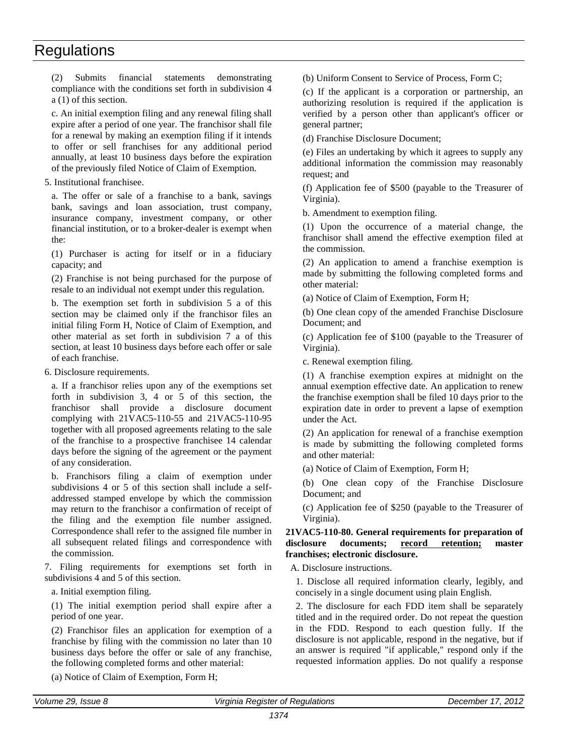(2) Submits financial statements demonstrating compliance with the conditions set forth in subdivision 4 a (1) of this section.

c. An initial exemption filing and any renewal filing shall expire after a period of one year. The franchisor shall file for a renewal by making an exemption filing if it intends to offer or sell franchises for any additional period annually, at least 10 business days before the expiration of the previously filed Notice of Claim of Exemption.

5. Institutional franchisee.

a. The offer or sale of a franchise to a bank, savings bank, savings and loan association, trust company, insurance company, investment company, or other financial institution, or to a broker-dealer is exempt when the:

(1) Purchaser is acting for itself or in a fiduciary capacity; and

(2) Franchise is not being purchased for the purpose of resale to an individual not exempt under this regulation.

b. The exemption set forth in subdivision 5 a of this section may be claimed only if the franchisor files an initial filing Form H, Notice of Claim of Exemption, and other material as set forth in subdivision 7 a of this section, at least 10 business days before each offer or sale of each franchise.

6. Disclosure requirements.

a. If a franchisor relies upon any of the exemptions set forth in subdivision 3, 4 or 5 of this section, the franchisor shall provide a disclosure document complying with 21VAC5-110-55 and 21VAC5-110-95 together with all proposed agreements relating to the sale of the franchise to a prospective franchisee 14 calendar days before the signing of the agreement or the payment of any consideration.

b. Franchisors filing a claim of exemption under subdivisions 4 or 5 of this section shall include a self-addressed stamped envelope by which the commission may return to the franchisor a confirmation of receipt of the filing and the exemption file number assigned. Correspondence shall refer to the assigned file number in all subsequent related filings and correspondence with the commission.

7. Filing requirements for exemptions set forth in subdivisions 4 and 5 of this section.

a. Initial exemption filing.

(1) The initial exemption period shall expire after a period of one year.

(2) Franchisor files an application for exemption of a franchise by filing with the commission no later than 10 business days before the offer or sale of any franchise, the following completed forms and other material:

(a) Notice of Claim of Exemption, Form H;

(b) Uniform Consent to Service of Process, Form C;

(c) If the applicant is a corporation or partnership, an authorizing resolution is required if the application is verified by a person other than applicant's officer or general partner;

(d) Franchise Disclosure Document;

(e) Files an undertaking by which it agrees to supply any additional information the commission may reasonably request; and

(f) Application fee of $500 (payable to the Treasurer of Virginia).

b. Amendment to exemption filing.

(1) Upon the occurrence of a material change, the franchisor shall amend the effective exemption filed at the commission.

(2) An application to amend a franchise exemption is made by submitting the following completed forms and other material:

(a) Notice of Claim of Exemption, Form H;

(b) One clean copy of the amended Franchise Disclosure Document; and

(c) Application fee of $100 (payable to the Treasurer of Virginia).

c. Renewal exemption filing.

(1) A franchise exemption expires at midnight on the annual exemption effective date. An application to renew the franchise exemption shall be filed 10 days prior to the expiration date in order to prevent a lapse of exemption under the Act.

(2) An application for renewal of a franchise exemption is made by submitting the following completed forms and other material:

(a) Notice of Claim of Exemption, Form H;

(b) One clean copy of the Franchise Disclosure Document; and

(c) Application fee of $250 (payable to the Treasurer of Virginia).

**21VAC5-110-80. General requirements for preparation of disclosure documents; record retention; master franchises; electronic disclosure.**

A. Disclose instructions.

1. Disclose all required information clearly, legibly, and concisely in a single document using plain English.

2. The disclosure for each FDD item shall be separately titled and in the required order. Do not repeat the question in the FDD. Respond to each question fully. If the disclosure is not applicable, respond in the negative, but if an answer is required "if applicable," respond only if the requested information applies. Do not qualify a response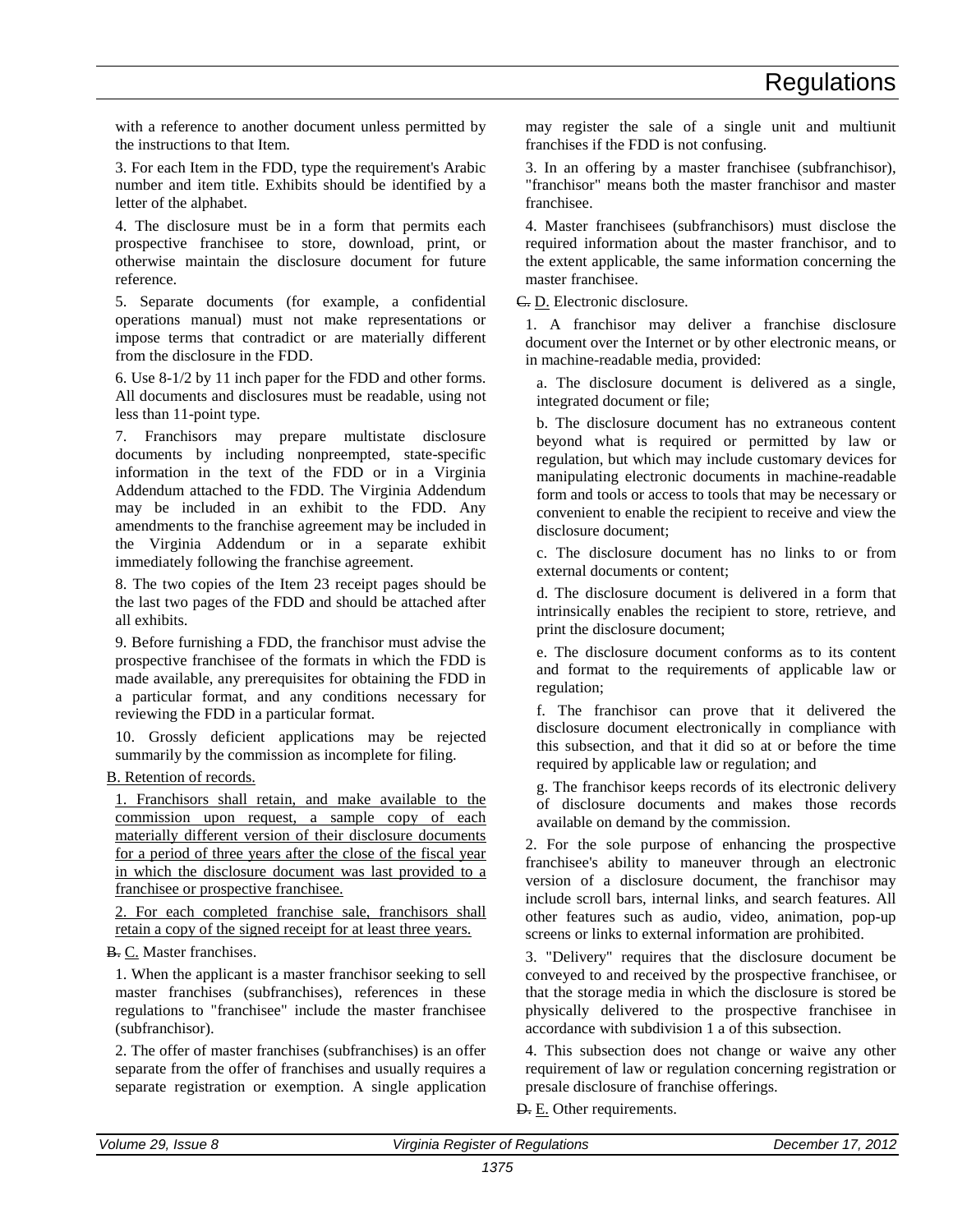with a reference to another document unless permitted by the instructions to that Item.

3. For each Item in the FDD, type the requirement's Arabic number and item title. Exhibits should be identified by a letter of the alphabet.

4. The disclosure must be in a form that permits each prospective franchisee to store, download, print, or otherwise maintain the disclosure document for future reference.

5. Separate documents (for example, a confidential operations manual) must not make representations or impose terms that contradict or are materially different from the disclosure in the FDD.

6. Use 8-1/2 by 11 inch paper for the FDD and other forms. All documents and disclosures must be readable, using not less than 11-point type.

7. Franchisors may prepare multistate disclosure documents by including nonpreempted, state-specific information in the text of the FDD or in a Virginia Addendum attached to the FDD. The Virginia Addendum may be included in an exhibit to the FDD. Any amendments to the franchise agreement may be included in the Virginia Addendum or in a separate exhibit immediately following the franchise agreement.

8. The two copies of the Item 23 receipt pages should be the last two pages of the FDD and should be attached after all exhibits.

9. Before furnishing a FDD, the franchisor must advise the prospective franchisee of the formats in which the FDD is made available, any prerequisites for obtaining the FDD in a particular format, and any conditions necessary for reviewing the FDD in a particular format.

10. Grossly deficient applications may be rejected summarily by the commission as incomplete for filing.

<u>B. Retention of records.</u>

<u>1. Franchisors shall retain, and make available to the commission upon request, a sample copy of each materially different version of their disclosure documents for a period of three years after the close of the fiscal year in which the disclosure document was last provided to a franchisee or prospective franchisee.</u>

<u>2. For each completed franchise sale, franchisors shall retain a copy of the signed receipt for at least three years.</u>

~~B.~~ <u>C.</u> Master franchises.

1. When the applicant is a master franchisor seeking to sell master franchises (subfranchises), references in these regulations to "franchisee" include the master franchisee (subfranchisor).

2. The offer of master franchises (subfranchises) is an offer separate from the offer of franchises and usually requires a separate registration or exemption. A single application may register the sale of a single unit and multiunit franchises if the FDD is not confusing.

3. In an offering by a master franchisee (subfranchisor), "franchisor" means both the master franchisor and master franchisee.

4. Master franchisees (subfranchisors) must disclose the required information about the master franchisor, and to the extent applicable, the same information concerning the master franchisee.

~~C.~~ <u>D.</u> Electronic disclosure.

1. A franchisor may deliver a franchise disclosure document over the Internet or by other electronic means, or in machine-readable media, provided:

a. The disclosure document is delivered as a single, integrated document or file;

b. The disclosure document has no extraneous content beyond what is required or permitted by law or regulation, but which may include customary devices for manipulating electronic documents in machine-readable form and tools or access to tools that may be necessary or convenient to enable the recipient to receive and view the disclosure document;

c. The disclosure document has no links to or from external documents or content;

d. The disclosure document is delivered in a form that intrinsically enables the recipient to store, retrieve, and print the disclosure document;

e. The disclosure document conforms as to its content and format to the requirements of applicable law or regulation;

f. The franchisor can prove that it delivered the disclosure document electronically in compliance with this subsection, and that it did so at or before the time required by applicable law or regulation; and

g. The franchisor keeps records of its electronic delivery of disclosure documents and makes those records available on demand by the commission.

2. For the sole purpose of enhancing the prospective franchisee's ability to maneuver through an electronic version of a disclosure document, the franchisor may include scroll bars, internal links, and search features. All other features such as audio, video, animation, pop-up screens or links to external information are prohibited.

3. "Delivery" requires that the disclosure document be conveyed to and received by the prospective franchisee, or that the storage media in which the disclosure is stored be physically delivered to the prospective franchisee in accordance with subdivision 1 a of this subsection.

4. This subsection does not change or waive any other requirement of law or regulation concerning registration or presale disclosure of franchise offerings.

~~D.~~ <u>E.</u> Other requirements.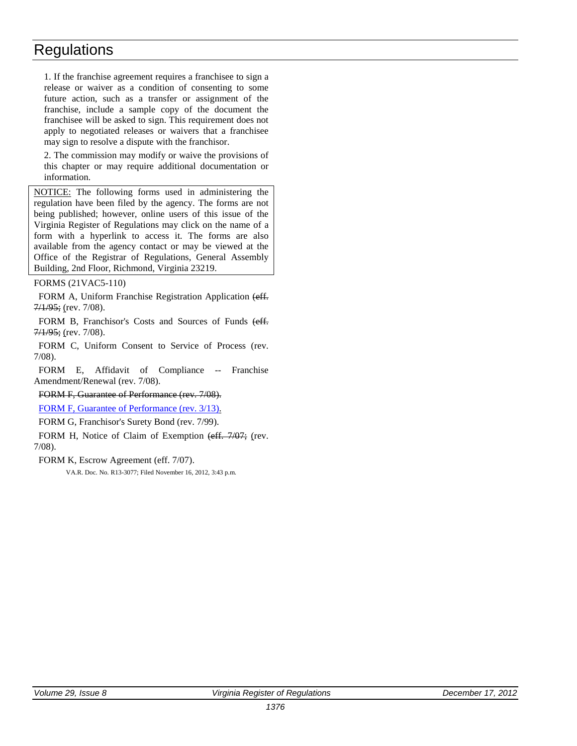1. If the franchise agreement requires a franchisee to sign a release or waiver as a condition of consenting to some future action, such as a transfer or assignment of the franchise, include a sample copy of the document the franchisee will be asked to sign. This requirement does not apply to negotiated releases or waivers that a franchisee may sign to resolve a dispute with the franchisor.

2. The commission may modify or waive the provisions of this chapter or may require additional documentation or information.

NOTICE: The following forms used in administering the regulation have been filed by the agency. The forms are not being published; however, online users of this issue of the Virginia Register of Regulations may click on the name of a form with a hyperlink to access it. The forms are also available from the agency contact or may be viewed at the Office of the Registrar of Regulations, General Assembly Building, 2nd Floor, Richmond, Virginia 23219.

FORMS (21VAC5-110)

FORM A, Uniform Franchise Registration Application ~~(eff. 7/1/95;~~ (rev. 7/08).

FORM B, Franchisor's Costs and Sources of Funds ~~(eff. 7/1/95;~~ (rev. 7/08).

FORM C, Uniform Consent to Service of Process (rev. 7/08).

FORM E, Affidavit of Compliance -- Franchise Amendment/Renewal (rev. 7/08).

~~FORM F, Guarantee of Performance (rev. 7/08).~~

FORM F, Guarantee of Performance (rev. 3/13).

FORM G, Franchisor's Surety Bond (rev. 7/99).

FORM H, Notice of Claim of Exemption ~~(eff. 7/07;~~ (rev. 7/08).

FORM K, Escrow Agreement (eff. 7/07).

VA.R. Doc. No. R13-3077; Filed November 16, 2012, 3:43 p.m.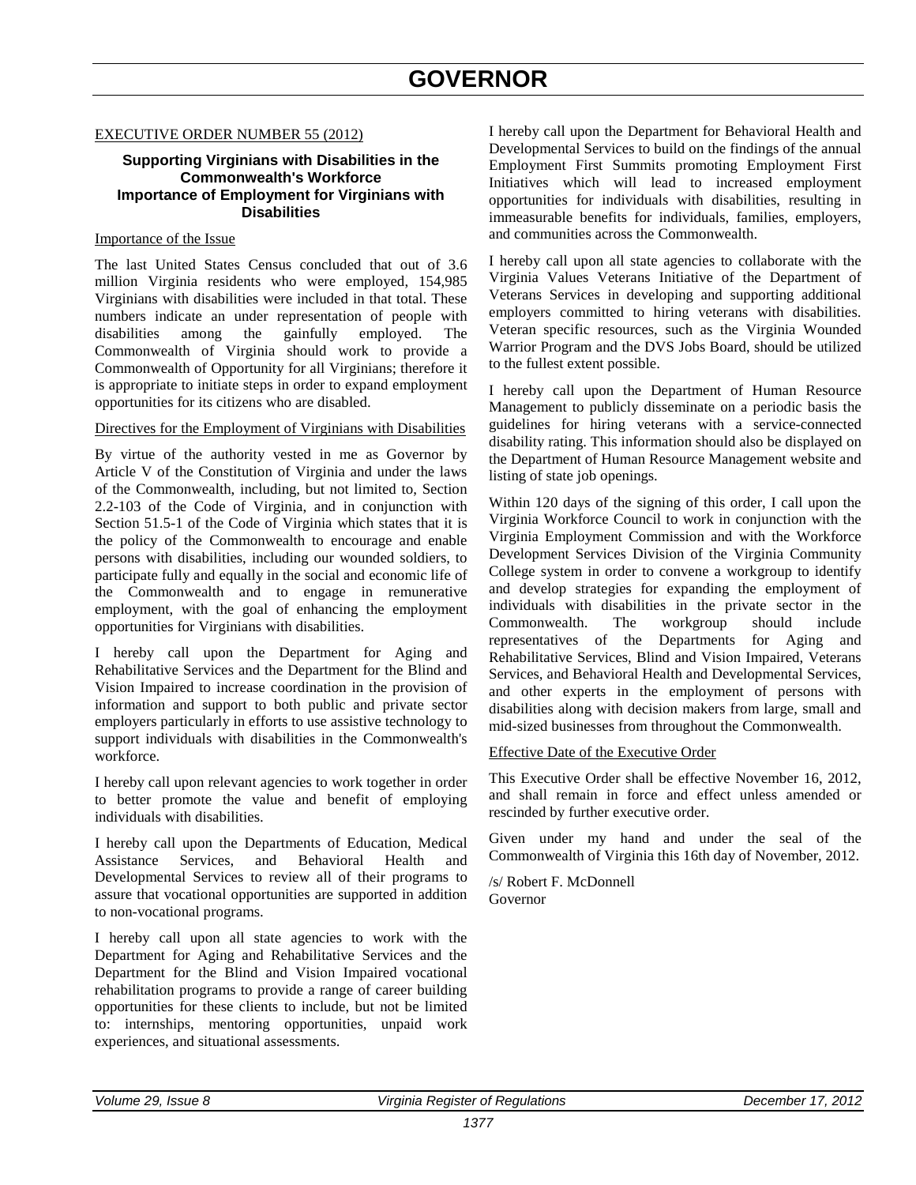# GOVERNOR

EXECUTIVE ORDER NUMBER 55 (2012)

### Supporting Virginians with Disabilities in the Commonwealth's Workforce
### Importance of Employment for Virginians with Disabilities

Importance of the Issue

The last United States Census concluded that out of 3.6 million Virginia residents who were employed, 154,985 Virginians with disabilities were included in that total. These numbers indicate an under representation of people with disabilities among the gainfully employed. The Commonwealth of Virginia should work to provide a Commonwealth of Opportunity for all Virginians; therefore it is appropriate to initiate steps in order to expand employment opportunities for its citizens who are disabled.

Directives for the Employment of Virginians with Disabilities

By virtue of the authority vested in me as Governor by Article V of the Constitution of Virginia and under the laws of the Commonwealth, including, but not limited to, Section 2.2-103 of the Code of Virginia, and in conjunction with Section 51.5-1 of the Code of Virginia which states that it is the policy of the Commonwealth to encourage and enable persons with disabilities, including our wounded soldiers, to participate fully and equally in the social and economic life of the Commonwealth and to engage in remunerative employment, with the goal of enhancing the employment opportunities for Virginians with disabilities.

I hereby call upon the Department for Aging and Rehabilitative Services and the Department for the Blind and Vision Impaired to increase coordination in the provision of information and support to both public and private sector employers particularly in efforts to use assistive technology to support individuals with disabilities in the Commonwealth's workforce.

I hereby call upon relevant agencies to work together in order to better promote the value and benefit of employing individuals with disabilities.

I hereby call upon the Departments of Education, Medical Assistance Services, and Behavioral Health and Developmental Services to review all of their programs to assure that vocational opportunities are supported in addition to non-vocational programs.

I hereby call upon all state agencies to work with the Department for Aging and Rehabilitative Services and the Department for the Blind and Vision Impaired vocational rehabilitation programs to provide a range of career building opportunities for these clients to include, but not be limited to: internships, mentoring opportunities, unpaid work experiences, and situational assessments.

I hereby call upon the Department for Behavioral Health and Developmental Services to build on the findings of the annual Employment First Summits promoting Employment First Initiatives which will lead to increased employment opportunities for individuals with disabilities, resulting in immeasurable benefits for individuals, families, employers, and communities across the Commonwealth.

I hereby call upon all state agencies to collaborate with the Virginia Values Veterans Initiative of the Department of Veterans Services in developing and supporting additional employers committed to hiring veterans with disabilities. Veteran specific resources, such as the Virginia Wounded Warrior Program and the DVS Jobs Board, should be utilized to the fullest extent possible.

I hereby call upon the Department of Human Resource Management to publicly disseminate on a periodic basis the guidelines for hiring veterans with a service-connected disability rating. This information should also be displayed on the Department of Human Resource Management website and listing of state job openings.

Within 120 days of the signing of this order, I call upon the Virginia Workforce Council to work in conjunction with the Virginia Employment Commission and with the Workforce Development Services Division of the Virginia Community College system in order to convene a workgroup to identify and develop strategies for expanding the employment of individuals with disabilities in the private sector in the Commonwealth. The workgroup should include representatives of the Departments for Aging and Rehabilitative Services, Blind and Vision Impaired, Veterans Services, and Behavioral Health and Developmental Services, and other experts in the employment of persons with disabilities along with decision makers from large, small and mid-sized businesses from throughout the Commonwealth.

Effective Date of the Executive Order

This Executive Order shall be effective November 16, 2012, and shall remain in force and effect unless amended or rescinded by further executive order.

Given under my hand and under the seal of the Commonwealth of Virginia this 16th day of November, 2012.

/s/ Robert F. McDonnell
Governor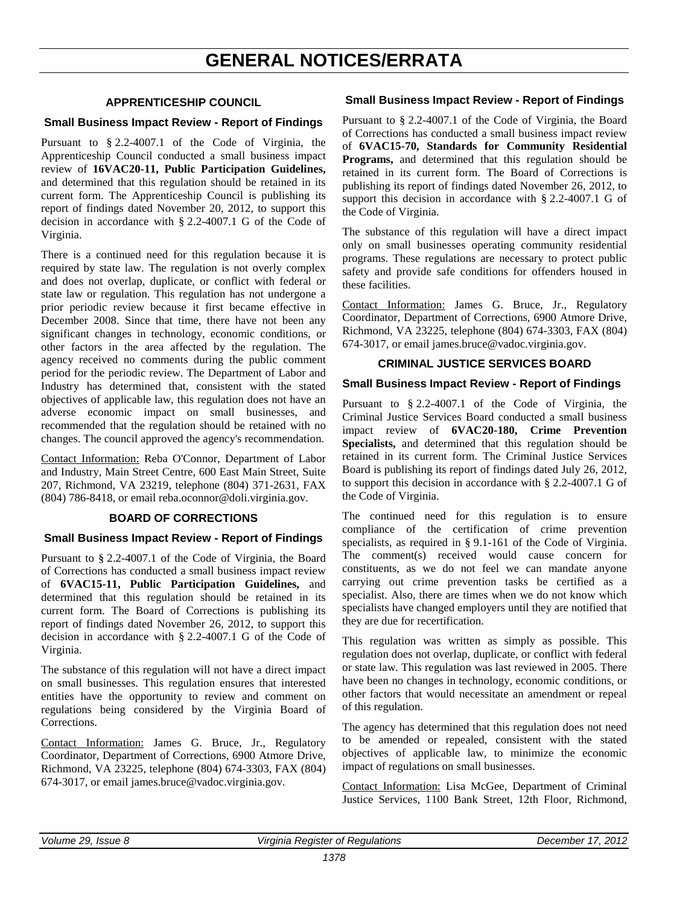# GENERAL NOTICES/ERRATA

## APPRENTICESHIP COUNCIL

### Small Business Impact Review - Report of Findings

Pursuant to § 2.2-4007.1 of the Code of Virginia, the Apprenticeship Council conducted a small business impact review of **16VAC20-11, Public Participation Guidelines,** and determined that this regulation should be retained in its current form. The Apprenticeship Council is publishing its report of findings dated November 20, 2012, to support this decision in accordance with § 2.2-4007.1 G of the Code of Virginia.

There is a continued need for this regulation because it is required by state law. The regulation is not overly complex and does not overlap, duplicate, or conflict with federal or state law or regulation. This regulation has not undergone a prior periodic review because it first became effective in December 2008. Since that time, there have not been any significant changes in technology, economic conditions, or other factors in the area affected by the regulation. The agency received no comments during the public comment period for the periodic review. The Department of Labor and Industry has determined that, consistent with the stated objectives of applicable law, this regulation does not have an adverse economic impact on small businesses, and recommended that the regulation should be retained with no changes. The council approved the agency's recommendation.

Contact Information: Reba O'Connor, Department of Labor and Industry, Main Street Centre, 600 East Main Street, Suite 207, Richmond, VA 23219, telephone (804) 371-2631, FAX (804) 786-8418, or email reba.oconnor@doli.virginia.gov.

## BOARD OF CORRECTIONS

### Small Business Impact Review - Report of Findings

Pursuant to § 2.2-4007.1 of the Code of Virginia, the Board of Corrections has conducted a small business impact review of **6VAC15-11, Public Participation Guidelines,** and determined that this regulation should be retained in its current form. The Board of Corrections is publishing its report of findings dated November 26, 2012, to support this decision in accordance with § 2.2-4007.1 G of the Code of Virginia.

The substance of this regulation will not have a direct impact on small businesses. This regulation ensures that interested entities have the opportunity to review and comment on regulations being considered by the Virginia Board of Corrections.

Contact Information: James G. Bruce, Jr., Regulatory Coordinator, Department of Corrections, 6900 Atmore Drive, Richmond, VA 23225, telephone (804) 674-3303, FAX (804) 674-3017, or email james.bruce@vadoc.virginia.gov.

### Small Business Impact Review - Report of Findings

Pursuant to § 2.2-4007.1 of the Code of Virginia, the Board of Corrections has conducted a small business impact review of **6VAC15-70, Standards for Community Residential Programs,** and determined that this regulation should be retained in its current form. The Board of Corrections is publishing its report of findings dated November 26, 2012, to support this decision in accordance with § 2.2-4007.1 G of the Code of Virginia.

The substance of this regulation will have a direct impact only on small businesses operating community residential programs. These regulations are necessary to protect public safety and provide safe conditions for offenders housed in these facilities.

Contact Information: James G. Bruce, Jr., Regulatory Coordinator, Department of Corrections, 6900 Atmore Drive, Richmond, VA 23225, telephone (804) 674-3303, FAX (804) 674-3017, or email james.bruce@vadoc.virginia.gov.

## CRIMINAL JUSTICE SERVICES BOARD

### Small Business Impact Review - Report of Findings

Pursuant to § 2.2-4007.1 of the Code of Virginia, the Criminal Justice Services Board conducted a small business impact review of **6VAC20-180, Crime Prevention Specialists,** and determined that this regulation should be retained in its current form. The Criminal Justice Services Board is publishing its report of findings dated July 26, 2012, to support this decision in accordance with § 2.2-4007.1 G of the Code of Virginia.

The continued need for this regulation is to ensure compliance of the certification of crime prevention specialists, as required in § 9.1-161 of the Code of Virginia. The comment(s) received would cause concern for constituents, as we do not feel we can mandate anyone carrying out crime prevention tasks be certified as a specialist. Also, there are times when we do not know which specialists have changed employers until they are notified that they are due for recertification.

This regulation was written as simply as possible. This regulation does not overlap, duplicate, or conflict with federal or state law. This regulation was last reviewed in 2005. There have been no changes in technology, economic conditions, or other factors that would necessitate an amendment or repeal of this regulation.

The agency has determined that this regulation does not need to be amended or repealed, consistent with the stated objectives of applicable law, to minimize the economic impact of regulations on small businesses.

Contact Information: Lisa McGee, Department of Criminal Justice Services, 1100 Bank Street, 12th Floor, Richmond,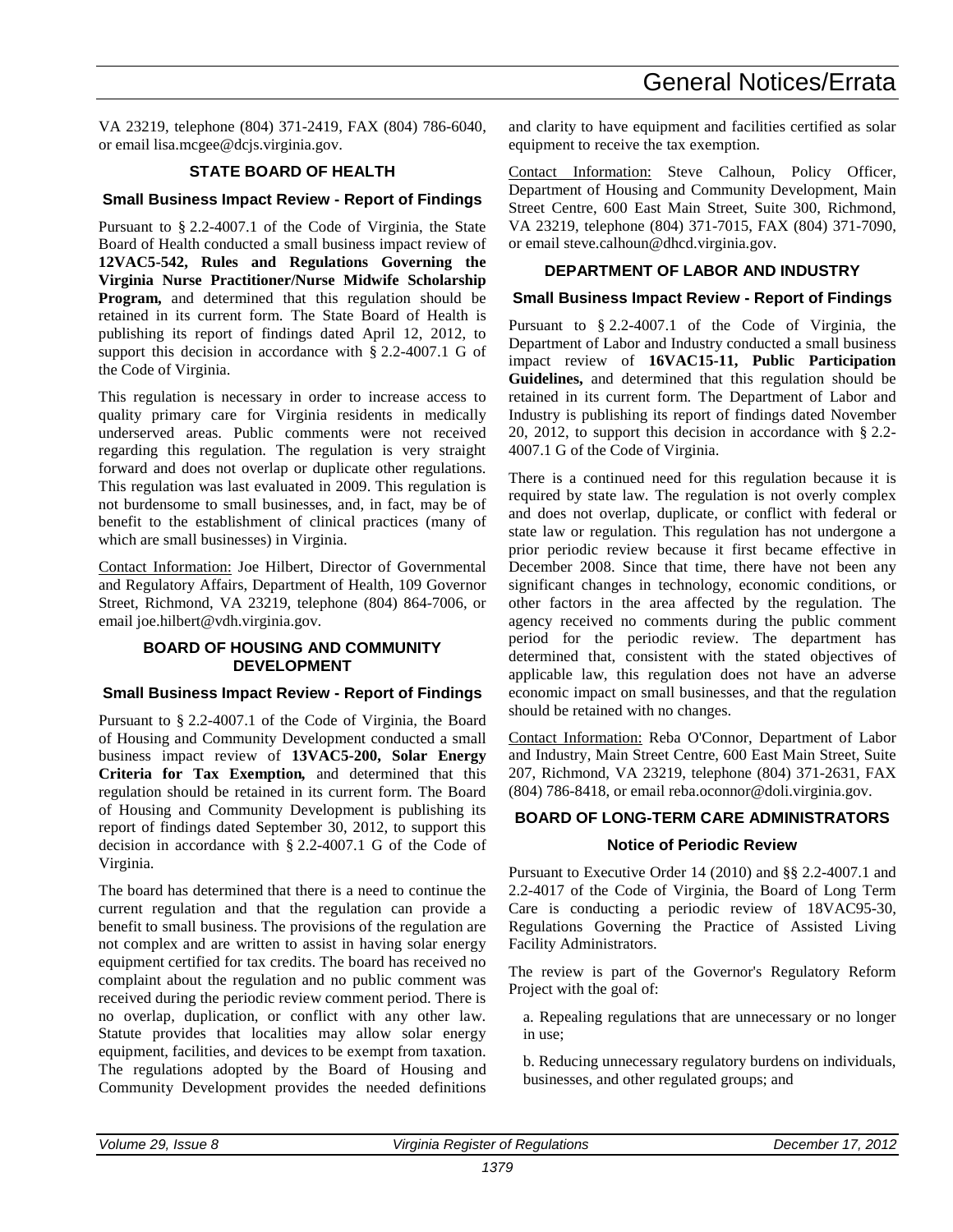VA 23219, telephone (804) 371-2419, FAX (804) 786-6040, or email lisa.mcgee@dcjs.virginia.gov.

## STATE BOARD OF HEALTH

### Small Business Impact Review - Report of Findings

Pursuant to § 2.2-4007.1 of the Code of Virginia, the State Board of Health conducted a small business impact review of **12VAC5-542, Rules and Regulations Governing the Virginia Nurse Practitioner/Nurse Midwife Scholarship Program,** and determined that this regulation should be retained in its current form. The State Board of Health is publishing its report of findings dated April 12, 2012, to support this decision in accordance with § 2.2-4007.1 G of the Code of Virginia.

This regulation is necessary in order to increase access to quality primary care for Virginia residents in medically underserved areas. Public comments were not received regarding this regulation. The regulation is very straight forward and does not overlap or duplicate other regulations. This regulation was last evaluated in 2009. This regulation is not burdensome to small businesses, and, in fact, may be of benefit to the establishment of clinical practices (many of which are small businesses) in Virginia.

Contact Information: Joe Hilbert, Director of Governmental and Regulatory Affairs, Department of Health, 109 Governor Street, Richmond, VA 23219, telephone (804) 864-7006, or email joe.hilbert@vdh.virginia.gov.

## BOARD OF HOUSING AND COMMUNITY DEVELOPMENT

### Small Business Impact Review - Report of Findings

Pursuant to § 2.2-4007.1 of the Code of Virginia, the Board of Housing and Community Development conducted a small business impact review of **13VAC5-200, Solar Energy Criteria for Tax Exemption,** and determined that this regulation should be retained in its current form. The Board of Housing and Community Development is publishing its report of findings dated September 30, 2012, to support this decision in accordance with § 2.2-4007.1 G of the Code of Virginia.

The board has determined that there is a need to continue the current regulation and that the regulation can provide a benefit to small business. The provisions of the regulation are not complex and are written to assist in having solar energy equipment certified for tax credits. The board has received no complaint about the regulation and no public comment was received during the periodic review comment period. There is no overlap, duplication, or conflict with any other law. Statute provides that localities may allow solar energy equipment, facilities, and devices to be exempt from taxation. The regulations adopted by the Board of Housing and Community Development provides the needed definitions and clarity to have equipment and facilities certified as solar equipment to receive the tax exemption.

Contact Information: Steve Calhoun, Policy Officer, Department of Housing and Community Development, Main Street Centre, 600 East Main Street, Suite 300, Richmond, VA 23219, telephone (804) 371-7015, FAX (804) 371-7090, or email steve.calhoun@dhcd.virginia.gov.

## DEPARTMENT OF LABOR AND INDUSTRY

### Small Business Impact Review - Report of Findings

Pursuant to § 2.2-4007.1 of the Code of Virginia, the Department of Labor and Industry conducted a small business impact review of **16VAC15-11, Public Participation Guidelines,** and determined that this regulation should be retained in its current form. The Department of Labor and Industry is publishing its report of findings dated November 20, 2012, to support this decision in accordance with § 2.2-4007.1 G of the Code of Virginia.

There is a continued need for this regulation because it is required by state law. The regulation is not overly complex and does not overlap, duplicate, or conflict with federal or state law or regulation. This regulation has not undergone a prior periodic review because it first became effective in December 2008. Since that time, there have not been any significant changes in technology, economic conditions, or other factors in the area affected by the regulation. The agency received no comments during the public comment period for the periodic review. The department has determined that, consistent with the stated objectives of applicable law, this regulation does not have an adverse economic impact on small businesses, and that the regulation should be retained with no changes.

Contact Information: Reba O'Connor, Department of Labor and Industry, Main Street Centre, 600 East Main Street, Suite 207, Richmond, VA 23219, telephone (804) 371-2631, FAX (804) 786-8418, or email reba.oconnor@doli.virginia.gov.

## BOARD OF LONG-TERM CARE ADMINISTRATORS

### Notice of Periodic Review

Pursuant to Executive Order 14 (2010) and §§ 2.2-4007.1 and 2.2-4017 of the Code of Virginia, the Board of Long Term Care is conducting a periodic review of 18VAC95-30, Regulations Governing the Practice of Assisted Living Facility Administrators.

The review is part of the Governor's Regulatory Reform Project with the goal of:

a. Repealing regulations that are unnecessary or no longer in use;

b. Reducing unnecessary regulatory burdens on individuals, businesses, and other regulated groups; and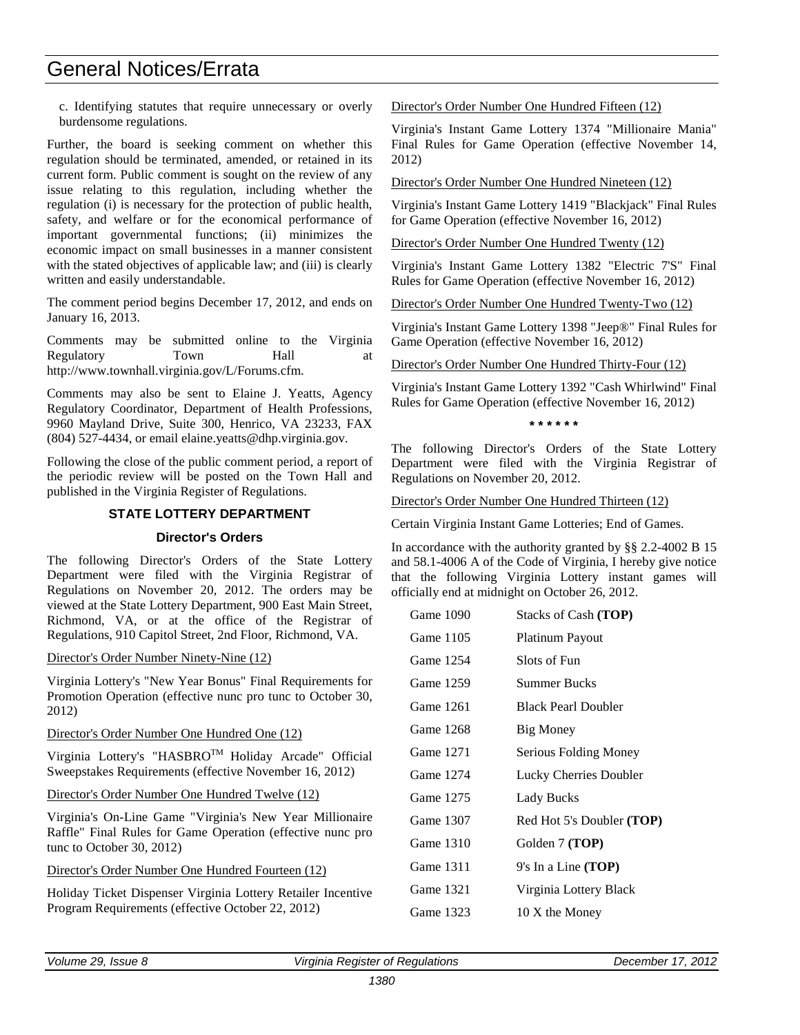c. Identifying statutes that require unnecessary or overly burdensome regulations.

Further, the board is seeking comment on whether this regulation should be terminated, amended, or retained in its current form. Public comment is sought on the review of any issue relating to this regulation, including whether the regulation (i) is necessary for the protection of public health, safety, and welfare or for the economical performance of important governmental functions; (ii) minimizes the economic impact on small businesses in a manner consistent with the stated objectives of applicable law; and (iii) is clearly written and easily understandable.

The comment period begins December 17, 2012, and ends on January 16, 2013.

Comments may be submitted online to the Virginia Regulatory Town Hall at http://www.townhall.virginia.gov/L/Forums.cfm.

Comments may also be sent to Elaine J. Yeatts, Agency Regulatory Coordinator, Department of Health Professions, 9960 Mayland Drive, Suite 300, Henrico, VA 23233, FAX (804) 527-4434, or email elaine.yeatts@dhp.virginia.gov.

Following the close of the public comment period, a report of the periodic review will be posted on the Town Hall and published in the Virginia Register of Regulations.

## STATE LOTTERY DEPARTMENT

### Director's Orders

The following Director's Orders of the State Lottery Department were filed with the Virginia Registrar of Regulations on November 20, 2012. The orders may be viewed at the State Lottery Department, 900 East Main Street, Richmond, VA, or at the office of the Registrar of Regulations, 910 Capitol Street, 2nd Floor, Richmond, VA.

Director's Order Number Ninety-Nine (12)

Virginia Lottery's "New Year Bonus" Final Requirements for Promotion Operation (effective nunc pro tunc to October 30, 2012)

Director's Order Number One Hundred One (12)

Virginia Lottery's "HASBRO™ Holiday Arcade" Official Sweepstakes Requirements (effective November 16, 2012)

Director's Order Number One Hundred Twelve (12)

Virginia's On-Line Game "Virginia's New Year Millionaire Raffle" Final Rules for Game Operation (effective nunc pro tunc to October 30, 2012)

Director's Order Number One Hundred Fourteen (12)

Holiday Ticket Dispenser Virginia Lottery Retailer Incentive Program Requirements (effective October 22, 2012)

Director's Order Number One Hundred Fifteen (12)

Virginia's Instant Game Lottery 1374 "Millionaire Mania" Final Rules for Game Operation (effective November 14, 2012)

Director's Order Number One Hundred Nineteen (12)

Virginia's Instant Game Lottery 1419 "Blackjack" Final Rules for Game Operation (effective November 16, 2012)

Director's Order Number One Hundred Twenty (12)

Virginia's Instant Game Lottery 1382 "Electric 7'S" Final Rules for Game Operation (effective November 16, 2012)

Director's Order Number One Hundred Twenty-Two (12)

Virginia's Instant Game Lottery 1398 "Jeep®" Final Rules for Game Operation (effective November 16, 2012)

Director's Order Number One Hundred Thirty-Four (12)

Virginia's Instant Game Lottery 1392 "Cash Whirlwind" Final Rules for Game Operation (effective November 16, 2012)

\* \* \* \* \* \*

The following Director's Orders of the State Lottery Department were filed with the Virginia Registrar of Regulations on November 20, 2012.

Director's Order Number One Hundred Thirteen (12)

Certain Virginia Instant Game Lotteries; End of Games.

In accordance with the authority granted by §§ 2.2-4002 B 15 and 58.1-4006 A of the Code of Virginia, I hereby give notice that the following Virginia Lottery instant games will officially end at midnight on October 26, 2012.

| | |
|---|---|
| Game 1090 | Stacks of Cash **(TOP)** |
| Game 1105 | Platinum Payout |
| Game 1254 | Slots of Fun |
| Game 1259 | Summer Bucks |
| Game 1261 | Black Pearl Doubler |
| Game 1268 | Big Money |
| Game 1271 | Serious Folding Money |
| Game 1274 | Lucky Cherries Doubler |
| Game 1275 | Lady Bucks |
| Game 1307 | Red Hot 5's Doubler **(TOP)** |
| Game 1310 | Golden 7 **(TOP)** |
| Game 1311 | 9's In a Line **(TOP)** |
| Game 1321 | Virginia Lottery Black |
| Game 1323 | 10 X the Money |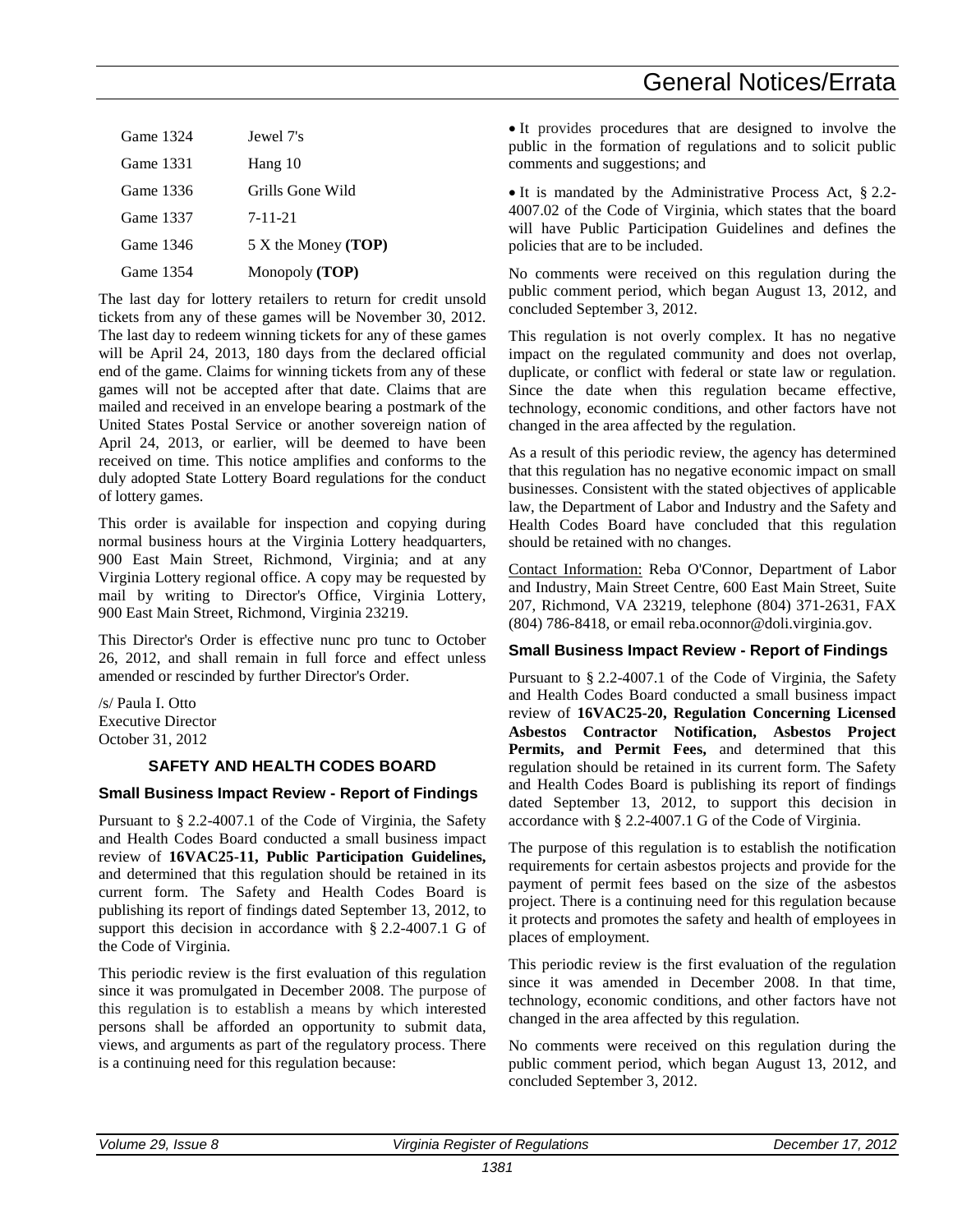| | |
|---|---|
| Game 1324 | Jewel 7's |
| Game 1331 | Hang 10 |
| Game 1336 | Grills Gone Wild |
| Game 1337 | 7-11-21 |
| Game 1346 | 5 X the Money **(TOP)** |
| Game 1354 | Monopoly **(TOP)** |

The last day for lottery retailers to return for credit unsold tickets from any of these games will be November 30, 2012. The last day to redeem winning tickets for any of these games will be April 24, 2013, 180 days from the declared official end of the game. Claims for winning tickets from any of these games will not be accepted after that date. Claims that are mailed and received in an envelope bearing a postmark of the United States Postal Service or another sovereign nation of April 24, 2013, or earlier, will be deemed to have been received on time. This notice amplifies and conforms to the duly adopted State Lottery Board regulations for the conduct of lottery games.

This order is available for inspection and copying during normal business hours at the Virginia Lottery headquarters, 900 East Main Street, Richmond, Virginia; and at any Virginia Lottery regional office. A copy may be requested by mail by writing to Director's Office, Virginia Lottery, 900 East Main Street, Richmond, Virginia 23219.

This Director's Order is effective nunc pro tunc to October 26, 2012, and shall remain in full force and effect unless amended or rescinded by further Director's Order.

/s/ Paula I. Otto
Executive Director
October 31, 2012

## SAFETY AND HEALTH CODES BOARD

### Small Business Impact Review - Report of Findings

Pursuant to § 2.2-4007.1 of the Code of Virginia, the Safety and Health Codes Board conducted a small business impact review of **16VAC25-11, Public Participation Guidelines,** and determined that this regulation should be retained in its current form. The Safety and Health Codes Board is publishing its report of findings dated September 13, 2012, to support this decision in accordance with § 2.2-4007.1 G of the Code of Virginia.

This periodic review is the first evaluation of this regulation since it was promulgated in December 2008. The purpose of this regulation is to establish a means by which interested persons shall be afforded an opportunity to submit data, views, and arguments as part of the regulatory process. There is a continuing need for this regulation because:

- It provides procedures that are designed to involve the public in the formation of regulations and to solicit public comments and suggestions; and
- It is mandated by the Administrative Process Act, § 2.2-4007.02 of the Code of Virginia, which states that the board will have Public Participation Guidelines and defines the policies that are to be included.

No comments were received on this regulation during the public comment period, which began August 13, 2012, and concluded September 3, 2012.

This regulation is not overly complex. It has no negative impact on the regulated community and does not overlap, duplicate, or conflict with federal or state law or regulation. Since the date when this regulation became effective, technology, economic conditions, and other factors have not changed in the area affected by the regulation.

As a result of this periodic review, the agency has determined that this regulation has no negative economic impact on small businesses. Consistent with the stated objectives of applicable law, the Department of Labor and Industry and the Safety and Health Codes Board have concluded that this regulation should be retained with no changes.

Contact Information: Reba O'Connor, Department of Labor and Industry, Main Street Centre, 600 East Main Street, Suite 207, Richmond, VA 23219, telephone (804) 371-2631, FAX (804) 786-8418, or email reba.oconnor@doli.virginia.gov.

### Small Business Impact Review - Report of Findings

Pursuant to § 2.2-4007.1 of the Code of Virginia, the Safety and Health Codes Board conducted a small business impact review of **16VAC25-20, Regulation Concerning Licensed Asbestos Contractor Notification, Asbestos Project Permits, and Permit Fees,** and determined that this regulation should be retained in its current form. The Safety and Health Codes Board is publishing its report of findings dated September 13, 2012, to support this decision in accordance with § 2.2-4007.1 G of the Code of Virginia.

The purpose of this regulation is to establish the notification requirements for certain asbestos projects and provide for the payment of permit fees based on the size of the asbestos project. There is a continuing need for this regulation because it protects and promotes the safety and health of employees in places of employment.

This periodic review is the first evaluation of the regulation since it was amended in December 2008. In that time, technology, economic conditions, and other factors have not changed in the area affected by this regulation.

No comments were received on this regulation during the public comment period, which began August 13, 2012, and concluded September 3, 2012.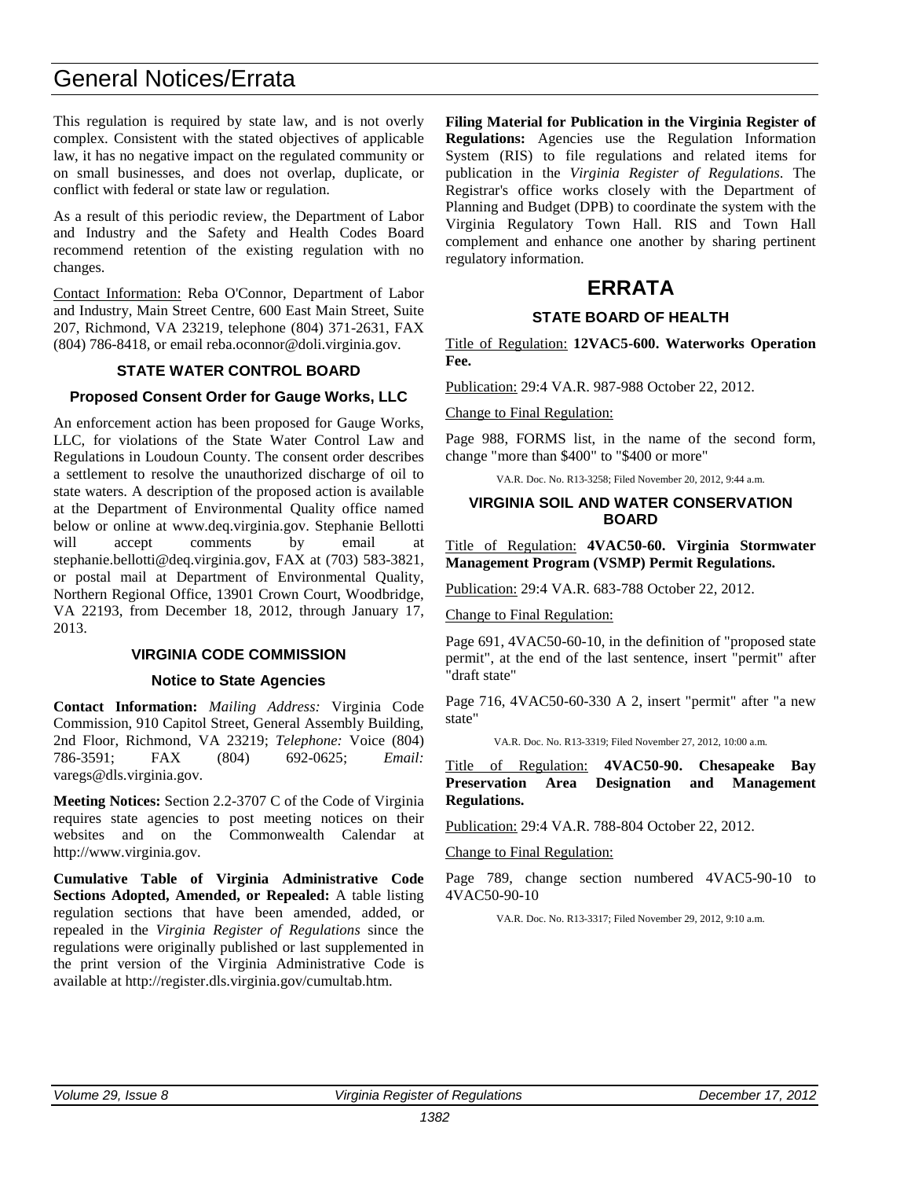# General Notices/Errata

This regulation is required by state law, and is not overly complex. Consistent with the stated objectives of applicable law, it has no negative impact on the regulated community or on small businesses, and does not overlap, duplicate, or conflict with federal or state law or regulation.

As a result of this periodic review, the Department of Labor and Industry and the Safety and Health Codes Board recommend retention of the existing regulation with no changes.

Contact Information: Reba O'Connor, Department of Labor and Industry, Main Street Centre, 600 East Main Street, Suite 207, Richmond, VA 23219, telephone (804) 371-2631, FAX (804) 786-8418, or email reba.oconnor@doli.virginia.gov.

### STATE WATER CONTROL BOARD

#### Proposed Consent Order for Gauge Works, LLC

An enforcement action has been proposed for Gauge Works, LLC, for violations of the State Water Control Law and Regulations in Loudoun County. The consent order describes a settlement to resolve the unauthorized discharge of oil to state waters. A description of the proposed action is available at the Department of Environmental Quality office named below or online at www.deq.virginia.gov. Stephanie Bellotti will accept comments by email at stephanie.bellotti@deq.virginia.gov, FAX at (703) 583-3821, or postal mail at Department of Environmental Quality, Northern Regional Office, 13901 Crown Court, Woodbridge, VA 22193, from December 18, 2012, through January 17, 2013.

### VIRGINIA CODE COMMISSION

#### Notice to State Agencies

**Contact Information:** *Mailing Address:* Virginia Code Commission, 910 Capitol Street, General Assembly Building, 2nd Floor, Richmond, VA 23219; *Telephone:* Voice (804) 786-3591; FAX (804) 692-0625; *Email:* varegs@dls.virginia.gov.

**Meeting Notices:** Section 2.2-3707 C of the Code of Virginia requires state agencies to post meeting notices on their websites and on the Commonwealth Calendar at http://www.virginia.gov.

**Cumulative Table of Virginia Administrative Code Sections Adopted, Amended, or Repealed:** A table listing regulation sections that have been amended, added, or repealed in the *Virginia Register of Regulations* since the regulations were originally published or last supplemented in the print version of the Virginia Administrative Code is available at http://register.dls.virginia.gov/cumultab.htm.

**Filing Material for Publication in the Virginia Register of Regulations:** Agencies use the Regulation Information System (RIS) to file regulations and related items for publication in the *Virginia Register of Regulations*. The Registrar's office works closely with the Department of Planning and Budget (DPB) to coordinate the system with the Virginia Regulatory Town Hall. RIS and Town Hall complement and enhance one another by sharing pertinent regulatory information.

## ERRATA

### STATE BOARD OF HEALTH

Title of Regulation: **12VAC5-600. Waterworks Operation Fee.**

Publication: 29:4 VA.R. 987-988 October 22, 2012.

Change to Final Regulation:

Page 988, FORMS list, in the name of the second form, change "more than $400" to "$400 or more"

VA.R. Doc. No. R13-3258; Filed November 20, 2012, 9:44 a.m.

### VIRGINIA SOIL AND WATER CONSERVATION BOARD

Title of Regulation: **4VAC50-60. Virginia Stormwater Management Program (VSMP) Permit Regulations.**

Publication: 29:4 VA.R. 683-788 October 22, 2012.

Change to Final Regulation:

Page 691, 4VAC50-60-10, in the definition of "proposed state permit", at the end of the last sentence, insert "permit" after "draft state"

Page 716, 4VAC50-60-330 A 2, insert "permit" after "a new state"

VA.R. Doc. No. R13-3319; Filed November 27, 2012, 10:00 a.m.

Title of Regulation: **4VAC50-90. Chesapeake Bay Preservation Area Designation and Management Regulations.**

Publication: 29:4 VA.R. 788-804 October 22, 2012.

Change to Final Regulation:

Page 789, change section numbered 4VAC5-90-10 to 4VAC50-90-10

VA.R. Doc. No. R13-3317; Filed November 29, 2012, 9:10 a.m.